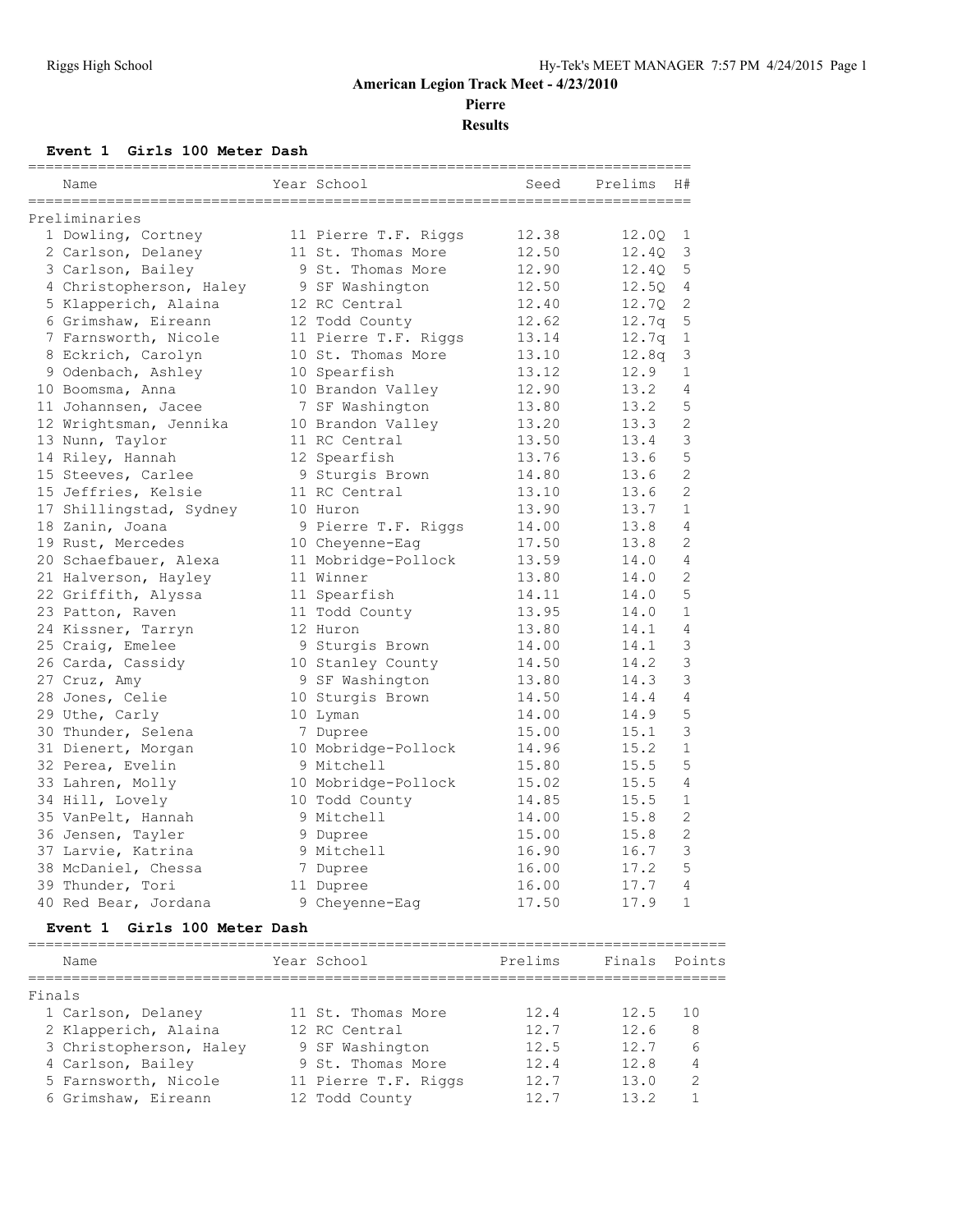# American Legion Track Meet - 4/23/2010

## Pierre

## Results

### Event 1 Girls 100 Meter Dash

**Preliminaries**

| | Name | Year | School | Seed | Prelims | H# |
|---|---|---|---|---|---|---|
| 1 | Dowling, Cortney | 11 | Pierre T.F. Riggs | 12.38 | 12.0Q | 1 |
| 2 | Carlson, Delaney | 11 | St. Thomas More | 12.50 | 12.4Q | 3 |
| 3 | Carlson, Bailey | 9 | St. Thomas More | 12.90 | 12.4Q | 5 |
| 4 | Christopherson, Haley | 9 | SF Washington | 12.50 | 12.5Q | 4 |
| 5 | Klapperich, Alaina | 12 | RC Central | 12.40 | 12.7Q | 2 |
| 6 | Grimshaw, Eireann | 12 | Todd County | 12.62 | 12.7q | 5 |
| 7 | Farnsworth, Nicole | 11 | Pierre T.F. Riggs | 13.14 | 12.7q | 1 |
| 8 | Eckrich, Carolyn | 10 | St. Thomas More | 13.10 | 12.8q | 3 |
| 9 | Odenbach, Ashley | 10 | Spearfish | 13.12 | 12.9 | 1 |
| 10 | Boomsma, Anna | 10 | Brandon Valley | 12.90 | 13.2 | 4 |
| 11 | Johannsen, Jacee | 7 | SF Washington | 13.80 | 13.2 | 5 |
| 12 | Wrightsman, Jennika | 10 | Brandon Valley | 13.20 | 13.3 | 2 |
| 13 | Nunn, Taylor | 11 | RC Central | 13.50 | 13.4 | 3 |
| 14 | Riley, Hannah | 12 | Spearfish | 13.76 | 13.6 | 5 |
| 15 | Steeves, Carlee | 9 | Sturgis Brown | 14.80 | 13.6 | 2 |
| 15 | Jeffries, Kelsie | 11 | RC Central | 13.10 | 13.6 | 2 |
| 17 | Shillingstad, Sydney | 10 | Huron | 13.90 | 13.7 | 1 |
| 18 | Zanin, Joana | 9 | Pierre T.F. Riggs | 14.00 | 13.8 | 4 |
| 19 | Rust, Mercedes | 10 | Cheyenne-Eag | 17.50 | 13.8 | 2 |
| 20 | Schaefbauer, Alexa | 11 | Mobridge-Pollock | 13.59 | 14.0 | 4 |
| 21 | Halverson, Hayley | 11 | Winner | 13.80 | 14.0 | 2 |
| 22 | Griffith, Alyssa | 11 | Spearfish | 14.11 | 14.0 | 5 |
| 23 | Patton, Raven | 11 | Todd County | 13.95 | 14.0 | 1 |
| 24 | Kissner, Tarryn | 12 | Huron | 13.80 | 14.1 | 4 |
| 25 | Craig, Emelee | 9 | Sturgis Brown | 14.00 | 14.1 | 3 |
| 26 | Carda, Cassidy | 10 | Stanley County | 14.50 | 14.2 | 3 |
| 27 | Cruz, Amy | 9 | SF Washington | 13.80 | 14.3 | 3 |
| 28 | Jones, Celie | 10 | Sturgis Brown | 14.50 | 14.4 | 4 |
| 29 | Uthe, Carly | 10 | Lyman | 14.00 | 14.9 | 5 |
| 30 | Thunder, Selena | 7 | Dupree | 15.00 | 15.1 | 3 |
| 31 | Dienert, Morgan | 10 | Mobridge-Pollock | 14.96 | 15.2 | 1 |
| 32 | Perea, Evelin | 9 | Mitchell | 15.80 | 15.5 | 5 |
| 33 | Lahren, Molly | 10 | Mobridge-Pollock | 15.02 | 15.5 | 4 |
| 34 | Hill, Lovely | 10 | Todd County | 14.85 | 15.5 | 1 |
| 35 | VanPelt, Hannah | 9 | Mitchell | 14.00 | 15.8 | 2 |
| 36 | Jensen, Tayler | 9 | Dupree | 15.00 | 15.8 | 2 |
| 37 | Larvie, Katrina | 9 | Mitchell | 16.90 | 16.7 | 3 |
| 38 | McDaniel, Chessa | 7 | Dupree | 16.00 | 17.2 | 5 |
| 39 | Thunder, Tori | 11 | Dupree | 16.00 | 17.7 | 4 |
| 40 | Red Bear, Jordana | 9 | Cheyenne-Eag | 17.50 | 17.9 | 1 |

### Event 1 Girls 100 Meter Dash

**Finals**

| | Name | Year | School | Prelims | Finals | Points |
|---|---|---|---|---|---|---|
| 1 | Carlson, Delaney | 11 | St. Thomas More | 12.4 | 12.5 | 10 |
| 2 | Klapperich, Alaina | 12 | RC Central | 12.7 | 12.6 | 8 |
| 3 | Christopherson, Haley | 9 | SF Washington | 12.5 | 12.7 | 6 |
| 4 | Carlson, Bailey | 9 | St. Thomas More | 12.4 | 12.8 | 4 |
| 5 | Farnsworth, Nicole | 11 | Pierre T.F. Riggs | 12.7 | 13.0 | 2 |
| 6 | Grimshaw, Eireann | 12 | Todd County | 12.7 | 13.2 | 1 |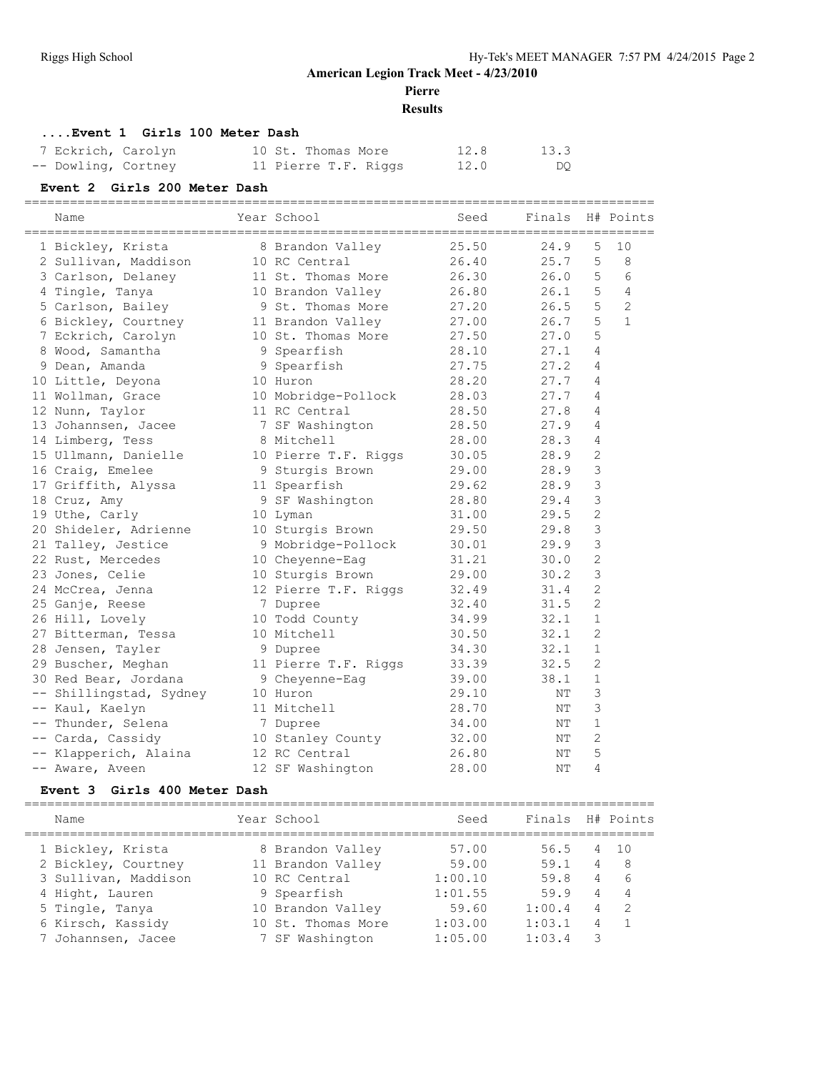**American Legion Track Meet - 4/23/2010**

**Pierre**

**Results**

### ....Event 1 Girls 100 Meter Dash

| Name | Year School | Seed | Finals | H# | Points |
|---|---|---|---|---|---|
| 7 Eckrich, Carolyn | 10 St. Thomas More | 12.8 | 13.3 | | |
| -- Dowling, Cortney | 11 Pierre T.F. Riggs | 12.0 | DQ | | |

### Event 2 Girls 200 Meter Dash

| Name | Year School | Seed | Finals | H# | Points |
|---|---|---|---|---|---|
| 1 Bickley, Krista | 8 Brandon Valley | 25.50 | 24.9 | 5 | 10 |
| 2 Sullivan, Maddison | 10 RC Central | 26.40 | 25.7 | 5 | 8 |
| 3 Carlson, Delaney | 11 St. Thomas More | 26.30 | 26.0 | 5 | 6 |
| 4 Tingle, Tanya | 10 Brandon Valley | 26.80 | 26.1 | 5 | 4 |
| 5 Carlson, Bailey | 9 St. Thomas More | 27.20 | 26.5 | 5 | 2 |
| 6 Bickley, Courtney | 11 Brandon Valley | 27.00 | 26.7 | 5 | 1 |
| 7 Eckrich, Carolyn | 10 St. Thomas More | 27.50 | 27.0 | 5 | |
| 8 Wood, Samantha | 9 Spearfish | 28.10 | 27.1 | 4 | |
| 9 Dean, Amanda | 9 Spearfish | 27.75 | 27.2 | 4 | |
| 10 Little, Deyona | 10 Huron | 28.20 | 27.7 | 4 | |
| 11 Wollman, Grace | 10 Mobridge-Pollock | 28.03 | 27.7 | 4 | |
| 12 Nunn, Taylor | 11 RC Central | 28.50 | 27.8 | 4 | |
| 13 Johannsen, Jacee | 7 SF Washington | 28.50 | 27.9 | 4 | |
| 14 Limberg, Tess | 8 Mitchell | 28.00 | 28.3 | 4 | |
| 15 Ullmann, Danielle | 10 Pierre T.F. Riggs | 30.05 | 28.9 | 2 | |
| 16 Craig, Emelee | 9 Sturgis Brown | 29.00 | 28.9 | 3 | |
| 17 Griffith, Alyssa | 11 Spearfish | 29.62 | 28.9 | 3 | |
| 18 Cruz, Amy | 9 SF Washington | 28.80 | 29.4 | 3 | |
| 19 Uthe, Carly | 10 Lyman | 31.00 | 29.5 | 2 | |
| 20 Shideler, Adrienne | 10 Sturgis Brown | 29.50 | 29.8 | 3 | |
| 21 Talley, Jestice | 9 Mobridge-Pollock | 30.01 | 29.9 | 3 | |
| 22 Rust, Mercedes | 10 Cheyenne-Eag | 31.21 | 30.0 | 2 | |
| 23 Jones, Celie | 10 Sturgis Brown | 29.00 | 30.2 | 3 | |
| 24 McCrea, Jenna | 12 Pierre T.F. Riggs | 32.49 | 31.4 | 2 | |
| 25 Ganje, Reese | 7 Dupree | 32.40 | 31.5 | 2 | |
| 26 Hill, Lovely | 10 Todd County | 34.99 | 32.1 | 1 | |
| 27 Bitterman, Tessa | 10 Mitchell | 30.50 | 32.1 | 2 | |
| 28 Jensen, Tayler | 9 Dupree | 34.30 | 32.1 | 1 | |
| 29 Buscher, Meghan | 11 Pierre T.F. Riggs | 33.39 | 32.5 | 2 | |
| 30 Red Bear, Jordana | 9 Cheyenne-Eag | 39.00 | 38.1 | 1 | |
| -- Shillingstad, Sydney | 10 Huron | 29.10 | NT | 3 | |
| -- Kaul, Kaelyn | 11 Mitchell | 28.70 | NT | 3 | |
| -- Thunder, Selena | 7 Dupree | 34.00 | NT | 1 | |
| -- Carda, Cassidy | 10 Stanley County | 32.00 | NT | 2 | |
| -- Klapperich, Alaina | 12 RC Central | 26.80 | NT | 5 | |
| -- Aware, Aveen | 12 SF Washington | 28.00 | NT | 4 | |

### Event 3 Girls 400 Meter Dash

| Name | Year School | Seed | Finals | H# | Points |
|---|---|---|---|---|---|
| 1 Bickley, Krista | 8 Brandon Valley | 57.00 | 56.5 | 4 | 10 |
| 2 Bickley, Courtney | 11 Brandon Valley | 59.00 | 59.1 | 4 | 8 |
| 3 Sullivan, Maddison | 10 RC Central | 1:00.10 | 59.8 | 4 | 6 |
| 4 Hight, Lauren | 9 Spearfish | 1:01.55 | 59.9 | 4 | 4 |
| 5 Tingle, Tanya | 10 Brandon Valley | 59.60 | 1:00.4 | 4 | 2 |
| 6 Kirsch, Kassidy | 10 St. Thomas More | 1:03.00 | 1:03.1 | 4 | 1 |
| 7 Johannsen, Jacee | 7 SF Washington | 1:05.00 | 1:03.4 | 3 | |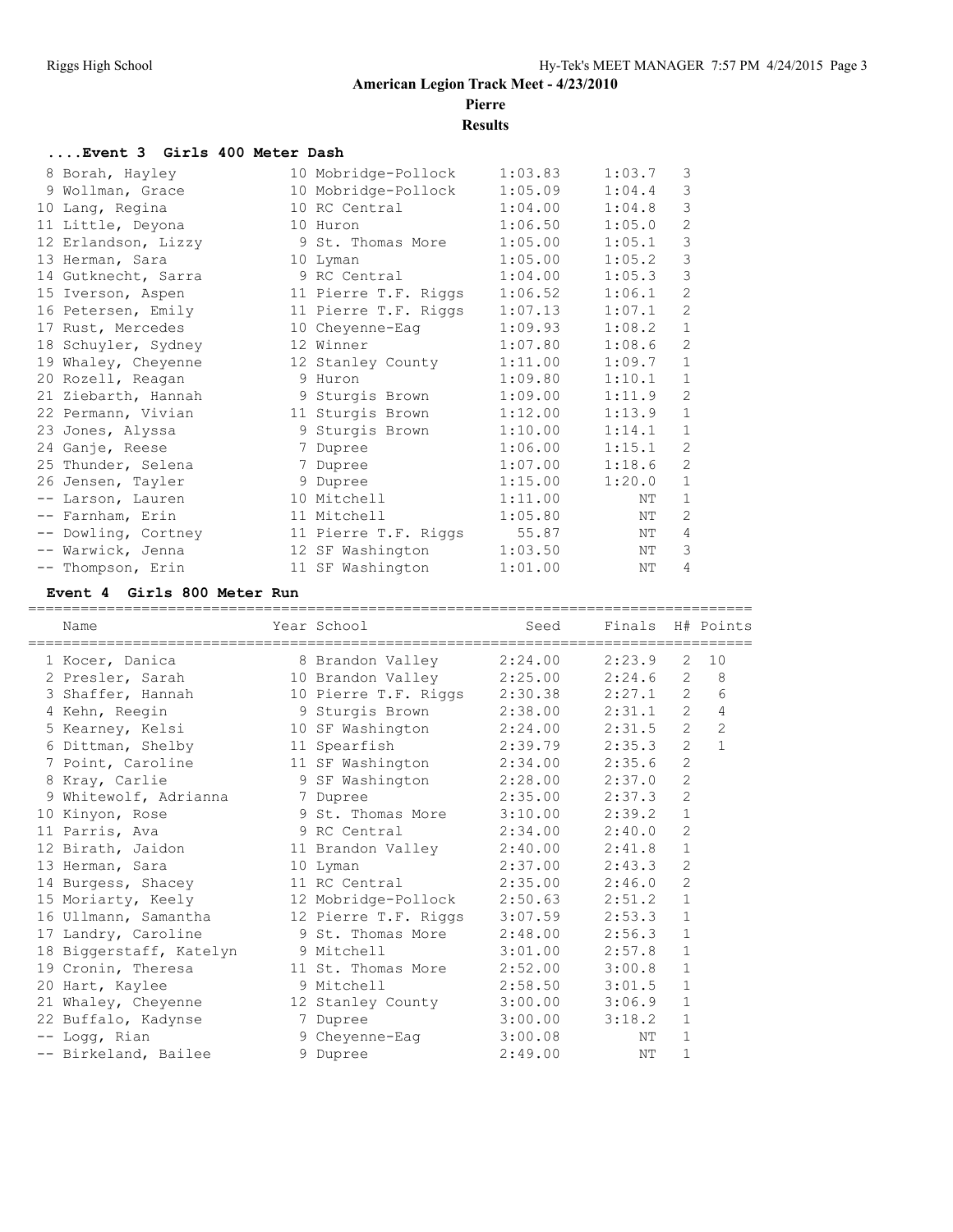## American Legion Track Meet - 4/23/2010

**Pierre**

**Results**

### ....Event 3 Girls 400 Meter Dash

| Place | Name | Year | School | Seed | Finals | H# |
|---|---|---|---|---|---|---|
| 8 | Borah, Hayley | 10 | Mobridge-Pollock | 1:03.83 | 1:03.7 | 3 |
| 9 | Wollman, Grace | 10 | Mobridge-Pollock | 1:05.09 | 1:04.4 | 3 |
| 10 | Lang, Regina | 10 | RC Central | 1:04.00 | 1:04.8 | 3 |
| 11 | Little, Deyona | 10 | Huron | 1:06.50 | 1:05.0 | 2 |
| 12 | Erlandson, Lizzy | 9 | St. Thomas More | 1:05.00 | 1:05.1 | 3 |
| 13 | Herman, Sara | 10 | Lyman | 1:05.00 | 1:05.2 | 3 |
| 14 | Gutknecht, Sarra | 9 | RC Central | 1:04.00 | 1:05.3 | 3 |
| 15 | Iverson, Aspen | 11 | Pierre T.F. Riggs | 1:06.52 | 1:06.1 | 2 |
| 16 | Petersen, Emily | 11 | Pierre T.F. Riggs | 1:07.13 | 1:07.1 | 2 |
| 17 | Rust, Mercedes | 10 | Cheyenne-Eag | 1:09.93 | 1:08.2 | 1 |
| 18 | Schuyler, Sydney | 12 | Winner | 1:07.80 | 1:08.6 | 2 |
| 19 | Whaley, Cheyenne | 12 | Stanley County | 1:11.00 | 1:09.7 | 1 |
| 20 | Rozell, Reagan | 9 | Huron | 1:09.80 | 1:10.1 | 1 |
| 21 | Ziebarth, Hannah | 9 | Sturgis Brown | 1:09.00 | 1:11.9 | 2 |
| 22 | Permann, Vivian | 11 | Sturgis Brown | 1:12.00 | 1:13.9 | 1 |
| 23 | Jones, Alyssa | 9 | Sturgis Brown | 1:10.00 | 1:14.1 | 1 |
| 24 | Ganje, Reese | 7 | Dupree | 1:06.00 | 1:15.1 | 2 |
| 25 | Thunder, Selena | 7 | Dupree | 1:07.00 | 1:18.6 | 2 |
| 26 | Jensen, Tayler | 9 | Dupree | 1:15.00 | 1:20.0 | 1 |
| -- | Larson, Lauren | 10 | Mitchell | 1:11.00 | NT | 1 |
| -- | Farnham, Erin | 11 | Mitchell | 1:05.80 | NT | 2 |
| -- | Dowling, Cortney | 11 | Pierre T.F. Riggs | 55.87 | NT | 4 |
| -- | Warwick, Jenna | 12 | SF Washington | 1:03.50 | NT | 3 |
| -- | Thompson, Erin | 11 | SF Washington | 1:01.00 | NT | 4 |

### Event 4 Girls 800 Meter Run

| Place | Name | Year | School | Seed | Finals | H# | Points |
|---|---|---|---|---|---|---|---|
| 1 | Kocer, Danica | 8 | Brandon Valley | 2:24.00 | 2:23.9 | 2 | 10 |
| 2 | Presler, Sarah | 10 | Brandon Valley | 2:25.00 | 2:24.6 | 2 | 8 |
| 3 | Shaffer, Hannah | 10 | Pierre T.F. Riggs | 2:30.38 | 2:27.1 | 2 | 6 |
| 4 | Kehn, Reegin | 9 | Sturgis Brown | 2:38.00 | 2:31.1 | 2 | 4 |
| 5 | Kearney, Kelsi | 10 | SF Washington | 2:24.00 | 2:31.5 | 2 | 2 |
| 6 | Dittman, Shelby | 11 | Spearfish | 2:39.79 | 2:35.3 | 2 | 1 |
| 7 | Point, Caroline | 11 | SF Washington | 2:34.00 | 2:35.6 | 2 | |
| 8 | Kray, Carlie | 9 | SF Washington | 2:28.00 | 2:37.0 | 2 | |
| 9 | Whitewolf, Adrianna | 7 | Dupree | 2:35.00 | 2:37.3 | 2 | |
| 10 | Kinyon, Rose | 9 | St. Thomas More | 3:10.00 | 2:39.2 | 1 | |
| 11 | Parris, Ava | 9 | RC Central | 2:34.00 | 2:40.0 | 2 | |
| 12 | Birath, Jaidon | 11 | Brandon Valley | 2:40.00 | 2:41.8 | 1 | |
| 13 | Herman, Sara | 10 | Lyman | 2:37.00 | 2:43.3 | 2 | |
| 14 | Burgess, Shacey | 11 | RC Central | 2:35.00 | 2:46.0 | 2 | |
| 15 | Moriarty, Keely | 12 | Mobridge-Pollock | 2:50.63 | 2:51.2 | 1 | |
| 16 | Ullmann, Samantha | 12 | Pierre T.F. Riggs | 3:07.59 | 2:53.3 | 1 | |
| 17 | Landry, Caroline | 9 | St. Thomas More | 2:48.00 | 2:56.3 | 1 | |
| 18 | Biggerstaff, Katelyn | 9 | Mitchell | 3:01.00 | 2:57.8 | 1 | |
| 19 | Cronin, Theresa | 11 | St. Thomas More | 2:52.00 | 3:00.8 | 1 | |
| 20 | Hart, Kaylee | 9 | Mitchell | 2:58.50 | 3:01.5 | 1 | |
| 21 | Whaley, Cheyenne | 12 | Stanley County | 3:00.00 | 3:06.9 | 1 | |
| 22 | Buffalo, Kadynse | 7 | Dupree | 3:00.00 | 3:18.2 | 1 | |
| -- | Logg, Rian | 9 | Cheyenne-Eag | 3:00.08 | NT | 1 | |
| -- | Birkeland, Bailee | 9 | Dupree | 2:49.00 | NT | 1 | |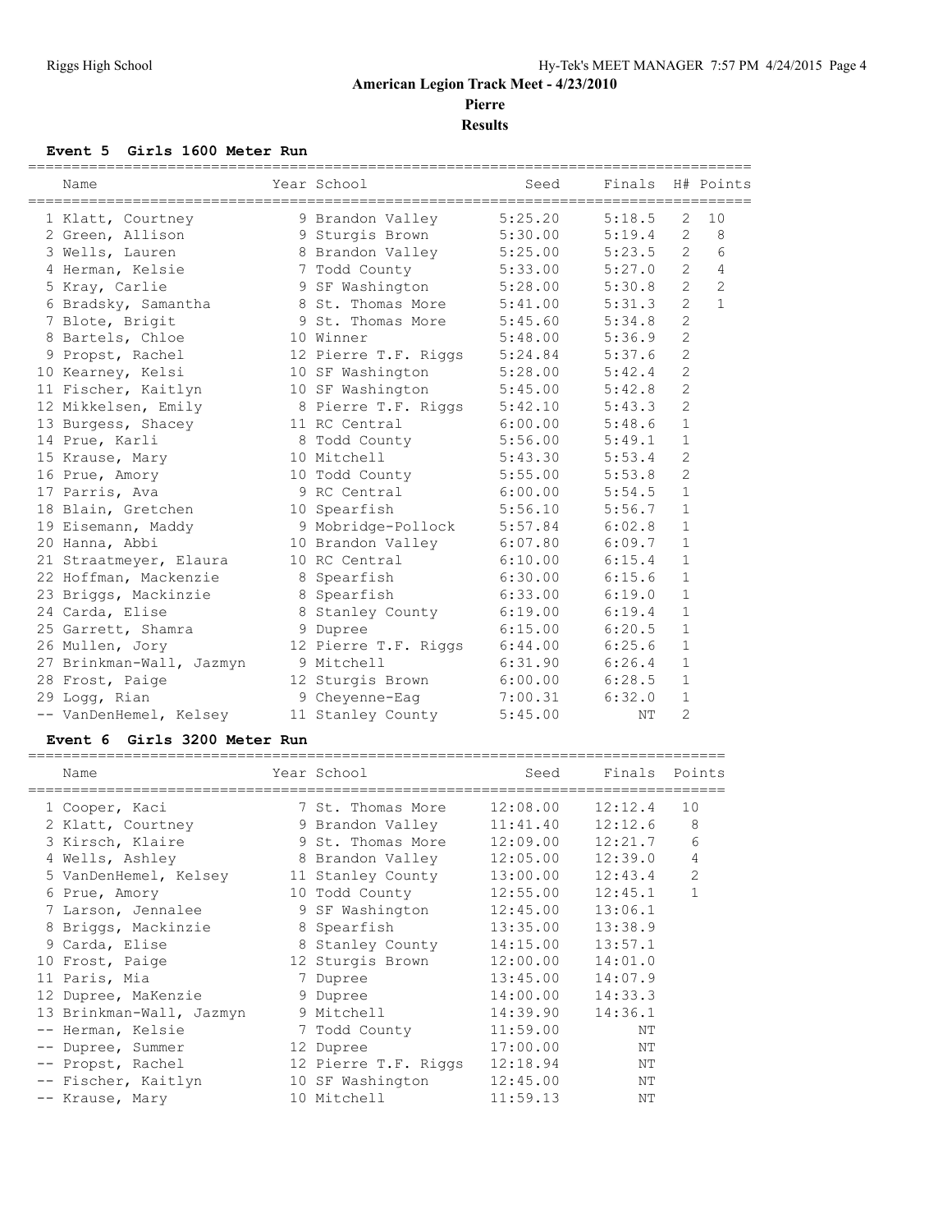# American Legion Track Meet - 4/23/2010

## Pierre

## Results

### Event 5 Girls 1600 Meter Run

| | Name | Year | School | Seed | Finals | H# | Points |
|---|---|---|---|---|---|---|---|
| 1 | Klatt, Courtney | 9 | Brandon Valley | 5:25.20 | 5:18.5 | 2 | 10 |
| 2 | Green, Allison | 9 | Sturgis Brown | 5:30.00 | 5:19.4 | 2 | 8 |
| 3 | Wells, Lauren | 8 | Brandon Valley | 5:25.00 | 5:23.5 | 2 | 6 |
| 4 | Herman, Kelsie | 7 | Todd County | 5:33.00 | 5:27.0 | 2 | 4 |
| 5 | Kray, Carlie | 9 | SF Washington | 5:28.00 | 5:30.8 | 2 | 2 |
| 6 | Bradsky, Samantha | 8 | St. Thomas More | 5:41.00 | 5:31.3 | 2 | 1 |
| 7 | Blote, Brigit | 9 | St. Thomas More | 5:45.60 | 5:34.8 | 2 | |
| 8 | Bartels, Chloe | 10 | Winner | 5:48.00 | 5:36.9 | 2 | |
| 9 | Propst, Rachel | 12 | Pierre T.F. Riggs | 5:24.84 | 5:37.6 | 2 | |
| 10 | Kearney, Kelsi | 10 | SF Washington | 5:28.00 | 5:42.4 | 2 | |
| 11 | Fischer, Kaitlyn | 10 | SF Washington | 5:45.00 | 5:42.8 | 2 | |
| 12 | Mikkelsen, Emily | 8 | Pierre T.F. Riggs | 5:42.10 | 5:43.3 | 2 | |
| 13 | Burgess, Shacey | 11 | RC Central | 6:00.00 | 5:48.6 | 1 | |
| 14 | Prue, Karli | 8 | Todd County | 5:56.00 | 5:49.1 | 1 | |
| 15 | Krause, Mary | 10 | Mitchell | 5:43.30 | 5:53.4 | 2 | |
| 16 | Prue, Amory | 10 | Todd County | 5:55.00 | 5:53.8 | 2 | |
| 17 | Parris, Ava | 9 | RC Central | 6:00.00 | 5:54.5 | 1 | |
| 18 | Blain, Gretchen | 10 | Spearfish | 5:56.10 | 5:56.7 | 1 | |
| 19 | Eisemann, Maddy | 9 | Mobridge-Pollock | 5:57.84 | 6:02.8 | 1 | |
| 20 | Hanna, Abbi | 10 | Brandon Valley | 6:07.80 | 6:09.7 | 1 | |
| 21 | Straatmeyer, Elaura | 10 | RC Central | 6:10.00 | 6:15.4 | 1 | |
| 22 | Hoffman, Mackenzie | 8 | Spearfish | 6:30.00 | 6:15.6 | 1 | |
| 23 | Briggs, Mackinzie | 8 | Spearfish | 6:33.00 | 6:19.0 | 1 | |
| 24 | Carda, Elise | 8 | Stanley County | 6:19.00 | 6:19.4 | 1 | |
| 25 | Garrett, Shamra | 9 | Dupree | 6:15.00 | 6:20.5 | 1 | |
| 26 | Mullen, Jory | 12 | Pierre T.F. Riggs | 6:44.00 | 6:25.6 | 1 | |
| 27 | Brinkman-Wall, Jazmyn | 9 | Mitchell | 6:31.90 | 6:26.4 | 1 | |
| 28 | Frost, Paige | 12 | Sturgis Brown | 6:00.00 | 6:28.5 | 1 | |
| 29 | Logg, Rian | 9 | Cheyenne-Eag | 7:00.31 | 6:32.0 | 1 | |
| -- | VanDenHemel, Kelsey | 11 | Stanley County | 5:45.00 | NT | 2 | |

### Event 6 Girls 3200 Meter Run

| | Name | Year | School | Seed | Finals | Points |
|---|---|---|---|---|---|---|
| 1 | Cooper, Kaci | 7 | St. Thomas More | 12:08.00 | 12:12.4 | 10 |
| 2 | Klatt, Courtney | 9 | Brandon Valley | 11:41.40 | 12:12.6 | 8 |
| 3 | Kirsch, Klaire | 9 | St. Thomas More | 12:09.00 | 12:21.7 | 6 |
| 4 | Wells, Ashley | 8 | Brandon Valley | 12:05.00 | 12:39.0 | 4 |
| 5 | VanDenHemel, Kelsey | 11 | Stanley County | 13:00.00 | 12:43.4 | 2 |
| 6 | Prue, Amory | 10 | Todd County | 12:55.00 | 12:45.1 | 1 |
| 7 | Larson, Jennalee | 9 | SF Washington | 12:45.00 | 13:06.1 | |
| 8 | Briggs, Mackinzie | 8 | Spearfish | 13:35.00 | 13:38.9 | |
| 9 | Carda, Elise | 8 | Stanley County | 14:15.00 | 13:57.1 | |
| 10 | Frost, Paige | 12 | Sturgis Brown | 12:00.00 | 14:01.0 | |
| 11 | Paris, Mia | 7 | Dupree | 13:45.00 | 14:07.9 | |
| 12 | Dupree, MaKenzie | 9 | Dupree | 14:00.00 | 14:33.3 | |
| 13 | Brinkman-Wall, Jazmyn | 9 | Mitchell | 14:39.90 | 14:36.1 | |
| -- | Herman, Kelsie | 7 | Todd County | 11:59.00 | NT | |
| -- | Dupree, Summer | 12 | Dupree | 17:00.00 | NT | |
| -- | Propst, Rachel | 12 | Pierre T.F. Riggs | 12:18.94 | NT | |
| -- | Fischer, Kaitlyn | 10 | SF Washington | 12:45.00 | NT | |
| -- | Krause, Mary | 10 | Mitchell | 11:59.13 | NT | |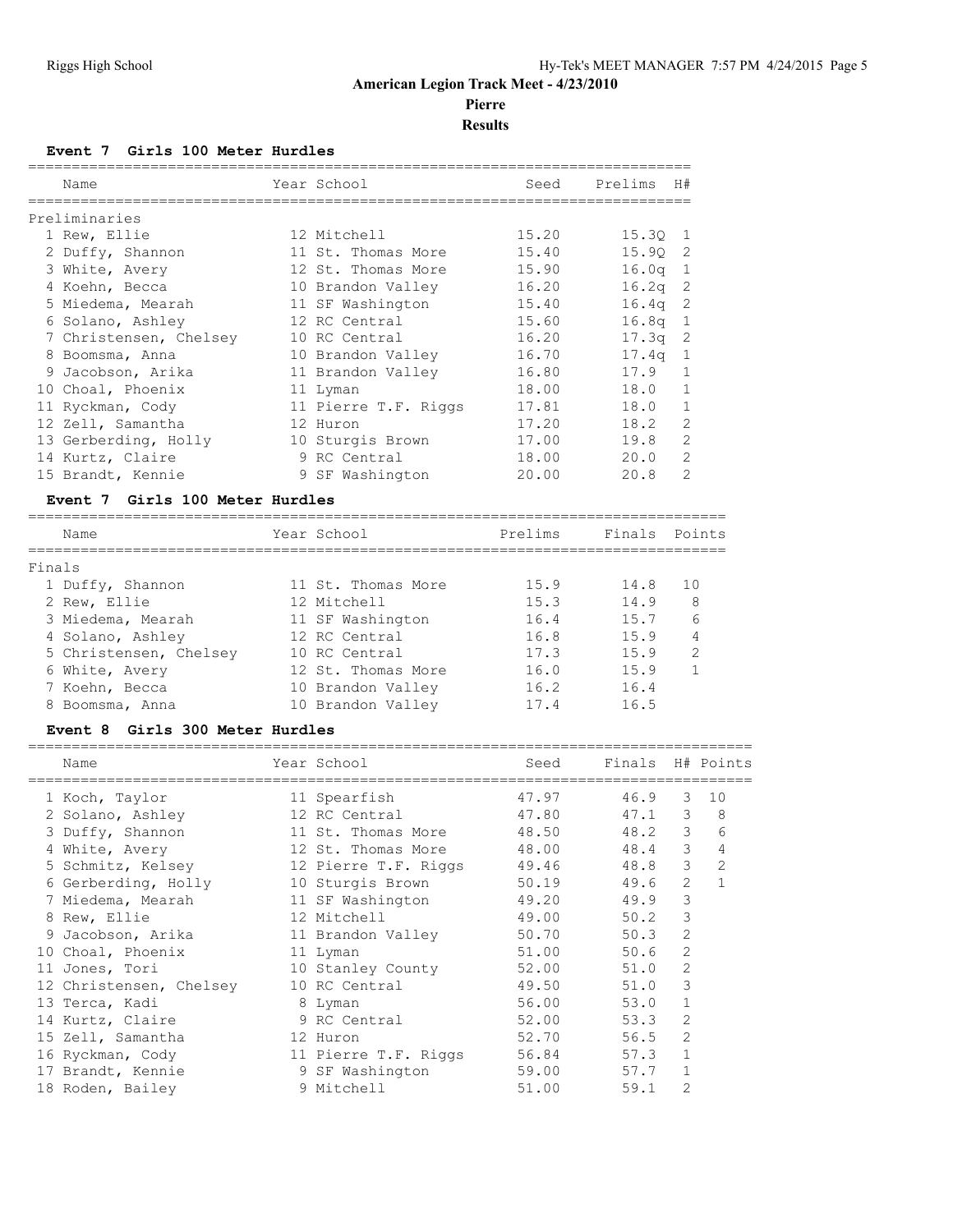# American Legion Track Meet - 4/23/2010

## Pierre

## Results

### Event 7 Girls 100 Meter Hurdles

| | Name | Year | School | Seed | Prelims | H# |
|---|---|---|---|---|---|---|
| Preliminaries | | | | | | |
| 1 | Rew, Ellie | 12 | Mitchell | 15.20 | 15.3Q | 1 |
| 2 | Duffy, Shannon | 11 | St. Thomas More | 15.40 | 15.9Q | 2 |
| 3 | White, Avery | 12 | St. Thomas More | 15.90 | 16.0q | 1 |
| 4 | Koehn, Becca | 10 | Brandon Valley | 16.20 | 16.2q | 2 |
| 5 | Miedema, Mearah | 11 | SF Washington | 15.40 | 16.4q | 2 |
| 6 | Solano, Ashley | 12 | RC Central | 15.60 | 16.8q | 1 |
| 7 | Christensen, Chelsey | 10 | RC Central | 16.20 | 17.3q | 2 |
| 8 | Boomsma, Anna | 10 | Brandon Valley | 16.70 | 17.4q | 1 |
| 9 | Jacobson, Arika | 11 | Brandon Valley | 16.80 | 17.9 | 1 |
| 10 | Choal, Phoenix | 11 | Lyman | 18.00 | 18.0 | 1 |
| 11 | Ryckman, Cody | 11 | Pierre T.F. Riggs | 17.81 | 18.0 | 1 |
| 12 | Zell, Samantha | 12 | Huron | 17.20 | 18.2 | 2 |
| 13 | Gerberding, Holly | 10 | Sturgis Brown | 17.00 | 19.8 | 2 |
| 14 | Kurtz, Claire | 9 | RC Central | 18.00 | 20.0 | 2 |
| 15 | Brandt, Kennie | 9 | SF Washington | 20.00 | 20.8 | 2 |

### Event 7 Girls 100 Meter Hurdles

| | Name | Year | School | Prelims | Finals | Points |
|---|---|---|---|---|---|---|
| Finals | | | | | | |
| 1 | Duffy, Shannon | 11 | St. Thomas More | 15.9 | 14.8 | 10 |
| 2 | Rew, Ellie | 12 | Mitchell | 15.3 | 14.9 | 8 |
| 3 | Miedema, Mearah | 11 | SF Washington | 16.4 | 15.7 | 6 |
| 4 | Solano, Ashley | 12 | RC Central | 16.8 | 15.9 | 4 |
| 5 | Christensen, Chelsey | 10 | RC Central | 17.3 | 15.9 | 2 |
| 6 | White, Avery | 12 | St. Thomas More | 16.0 | 15.9 | 1 |
| 7 | Koehn, Becca | 10 | Brandon Valley | 16.2 | 16.4 | |
| 8 | Boomsma, Anna | 10 | Brandon Valley | 17.4 | 16.5 | |

### Event 8 Girls 300 Meter Hurdles

| | Name | Year | School | Seed | Finals | H# | Points |
|---|---|---|---|---|---|---|---|
| 1 | Koch, Taylor | 11 | Spearfish | 47.97 | 46.9 | 3 | 10 |
| 2 | Solano, Ashley | 12 | RC Central | 47.80 | 47.1 | 3 | 8 |
| 3 | Duffy, Shannon | 11 | St. Thomas More | 48.50 | 48.2 | 3 | 6 |
| 4 | White, Avery | 12 | St. Thomas More | 48.00 | 48.4 | 3 | 4 |
| 5 | Schmitz, Kelsey | 12 | Pierre T.F. Riggs | 49.46 | 48.8 | 3 | 2 |
| 6 | Gerberding, Holly | 10 | Sturgis Brown | 50.19 | 49.6 | 2 | 1 |
| 7 | Miedema, Mearah | 11 | SF Washington | 49.20 | 49.9 | 3 | |
| 8 | Rew, Ellie | 12 | Mitchell | 49.00 | 50.2 | 3 | |
| 9 | Jacobson, Arika | 11 | Brandon Valley | 50.70 | 50.3 | 2 | |
| 10 | Choal, Phoenix | 11 | Lyman | 51.00 | 50.6 | 2 | |
| 11 | Jones, Tori | 10 | Stanley County | 52.00 | 51.0 | 2 | |
| 12 | Christensen, Chelsey | 10 | RC Central | 49.50 | 51.0 | 3 | |
| 13 | Terca, Kadi | 8 | Lyman | 56.00 | 53.0 | 1 | |
| 14 | Kurtz, Claire | 9 | RC Central | 52.00 | 53.3 | 2 | |
| 15 | Zell, Samantha | 12 | Huron | 52.70 | 56.5 | 2 | |
| 16 | Ryckman, Cody | 11 | Pierre T.F. Riggs | 56.84 | 57.3 | 1 | |
| 17 | Brandt, Kennie | 9 | SF Washington | 59.00 | 57.7 | 1 | |
| 18 | Roden, Bailey | 9 | Mitchell | 51.00 | 59.1 | 2 | |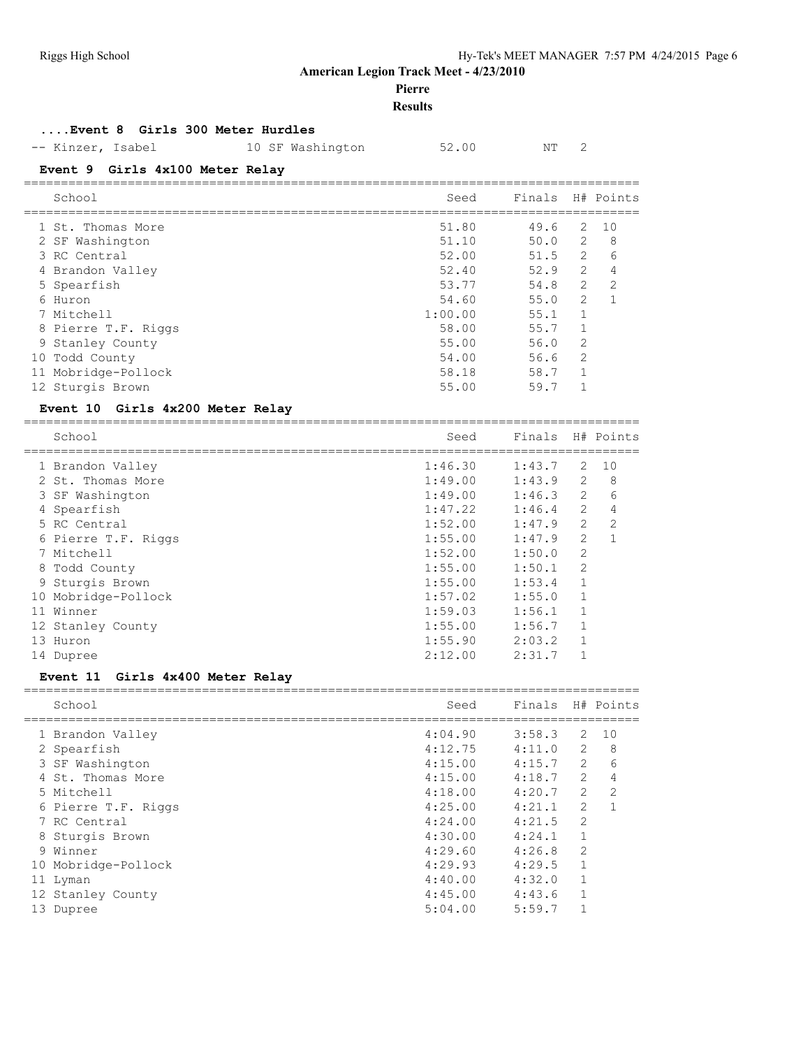**American Legion Track Meet - 4/23/2010**

**Pierre**

**Results**

### ....Event 8 Girls 300 Meter Hurdles

| | Name | Year School | Seed | Finals | H# |
|---|---|---|---|---|---|
| -- | Kinzer, Isabel | 10 SF Washington | 52.00 | NT | 2 |

### Event 9 Girls 4x100 Meter Relay

| | School | Seed | Finals | H# | Points |
|---|---|---|---|---|---|
| 1 | St. Thomas More | 51.80 | 49.6 | 2 | 10 |
| 2 | SF Washington | 51.10 | 50.0 | 2 | 8 |
| 3 | RC Central | 52.00 | 51.5 | 2 | 6 |
| 4 | Brandon Valley | 52.40 | 52.9 | 2 | 4 |
| 5 | Spearfish | 53.77 | 54.8 | 2 | 2 |
| 6 | Huron | 54.60 | 55.0 | 2 | 1 |
| 7 | Mitchell | 1:00.00 | 55.1 | 1 | |
| 8 | Pierre T.F. Riggs | 58.00 | 55.7 | 1 | |
| 9 | Stanley County | 55.00 | 56.0 | 2 | |
| 10 | Todd County | 54.00 | 56.6 | 2 | |
| 11 | Mobridge-Pollock | 58.18 | 58.7 | 1 | |
| 12 | Sturgis Brown | 55.00 | 59.7 | 1 | |

### Event 10 Girls 4x200 Meter Relay

| | School | Seed | Finals | H# | Points |
|---|---|---|---|---|---|
| 1 | Brandon Valley | 1:46.30 | 1:43.7 | 2 | 10 |
| 2 | St. Thomas More | 1:49.00 | 1:43.9 | 2 | 8 |
| 3 | SF Washington | 1:49.00 | 1:46.3 | 2 | 6 |
| 4 | Spearfish | 1:47.22 | 1:46.4 | 2 | 4 |
| 5 | RC Central | 1:52.00 | 1:47.9 | 2 | 2 |
| 6 | Pierre T.F. Riggs | 1:55.00 | 1:47.9 | 2 | 1 |
| 7 | Mitchell | 1:52.00 | 1:50.0 | 2 | |
| 8 | Todd County | 1:55.00 | 1:50.1 | 2 | |
| 9 | Sturgis Brown | 1:55.00 | 1:53.4 | 1 | |
| 10 | Mobridge-Pollock | 1:57.02 | 1:55.0 | 1 | |
| 11 | Winner | 1:59.03 | 1:56.1 | 1 | |
| 12 | Stanley County | 1:55.00 | 1:56.7 | 1 | |
| 13 | Huron | 1:55.90 | 2:03.2 | 1 | |
| 14 | Dupree | 2:12.00 | 2:31.7 | 1 | |

### Event 11 Girls 4x400 Meter Relay

| | School | Seed | Finals | H# | Points |
|---|---|---|---|---|---|
| 1 | Brandon Valley | 4:04.90 | 3:58.3 | 2 | 10 |
| 2 | Spearfish | 4:12.75 | 4:11.0 | 2 | 8 |
| 3 | SF Washington | 4:15.00 | 4:15.7 | 2 | 6 |
| 4 | St. Thomas More | 4:15.00 | 4:18.7 | 2 | 4 |
| 5 | Mitchell | 4:18.00 | 4:20.7 | 2 | 2 |
| 6 | Pierre T.F. Riggs | 4:25.00 | 4:21.1 | 2 | 1 |
| 7 | RC Central | 4:24.00 | 4:21.5 | 2 | |
| 8 | Sturgis Brown | 4:30.00 | 4:24.1 | 1 | |
| 9 | Winner | 4:29.60 | 4:26.8 | 2 | |
| 10 | Mobridge-Pollock | 4:29.93 | 4:29.5 | 1 | |
| 11 | Lyman | 4:40.00 | 4:32.0 | 1 | |
| 12 | Stanley County | 4:45.00 | 4:43.6 | 1 | |
| 13 | Dupree | 5:04.00 | 5:59.7 | 1 | |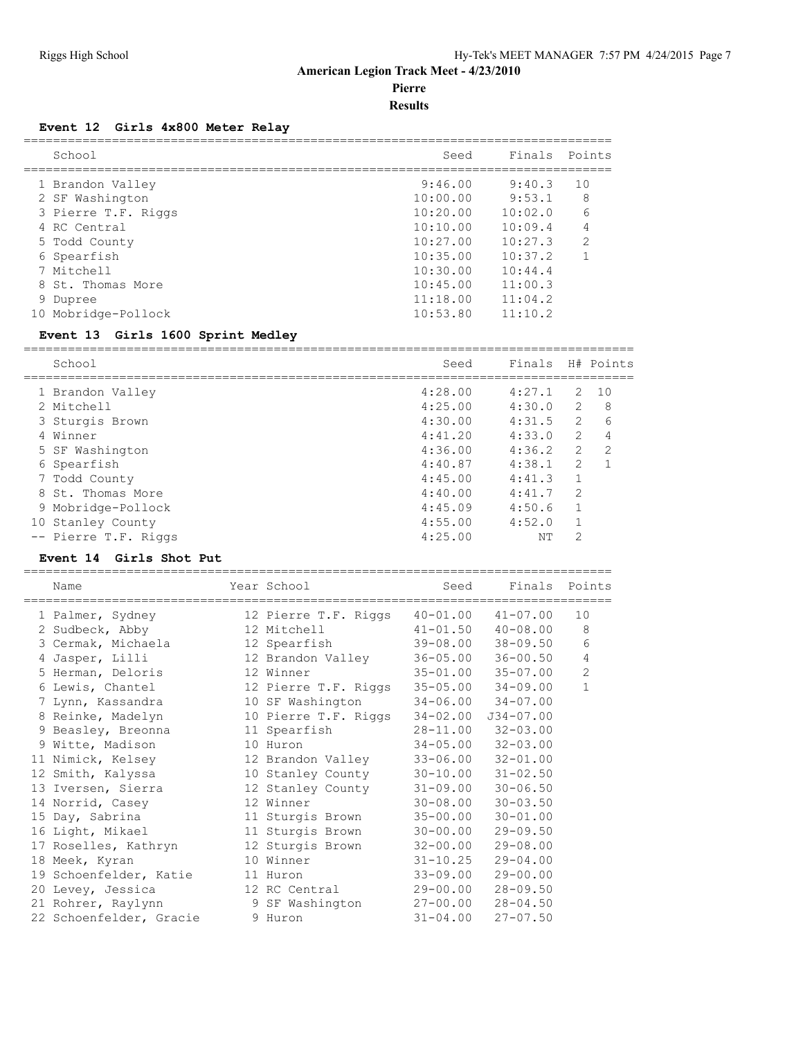**American Legion Track Meet - 4/23/2010**

**Pierre**

**Results**

### Event 12 Girls 4x800 Meter Relay

| | School | Seed | Finals | Points |
|---|---|---|---|---|
| 1 | Brandon Valley | 9:46.00 | 9:40.3 | 10 |
| 2 | SF Washington | 10:00.00 | 9:53.1 | 8 |
| 3 | Pierre T.F. Riggs | 10:20.00 | 10:02.0 | 6 |
| 4 | RC Central | 10:10.00 | 10:09.4 | 4 |
| 5 | Todd County | 10:27.00 | 10:27.3 | 2 |
| 6 | Spearfish | 10:35.00 | 10:37.2 | 1 |
| 7 | Mitchell | 10:30.00 | 10:44.4 | |
| 8 | St. Thomas More | 10:45.00 | 11:00.3 | |
| 9 | Dupree | 11:18.00 | 11:04.2 | |
| 10 | Mobridge-Pollock | 10:53.80 | 11:10.2 | |

### Event 13 Girls 1600 Sprint Medley

| | School | Seed | Finals | H# | Points |
|---|---|---|---|---|---|
| 1 | Brandon Valley | 4:28.00 | 4:27.1 | 2 | 10 |
| 2 | Mitchell | 4:25.00 | 4:30.0 | 2 | 8 |
| 3 | Sturgis Brown | 4:30.00 | 4:31.5 | 2 | 6 |
| 4 | Winner | 4:41.20 | 4:33.0 | 2 | 4 |
| 5 | SF Washington | 4:36.00 | 4:36.2 | 2 | 2 |
| 6 | Spearfish | 4:40.87 | 4:38.1 | 2 | 1 |
| 7 | Todd County | 4:45.00 | 4:41.3 | 1 | |
| 8 | St. Thomas More | 4:40.00 | 4:41.7 | 2 | |
| 9 | Mobridge-Pollock | 4:45.09 | 4:50.6 | 1 | |
| 10 | Stanley County | 4:55.00 | 4:52.0 | 1 | |
| -- | Pierre T.F. Riggs | 4:25.00 | NT | 2 | |

### Event 14 Girls Shot Put

| | Name | Year | School | Seed | Finals | Points |
|---|---|---|---|---|---|---|
| 1 | Palmer, Sydney | 12 | Pierre T.F. Riggs | 40-01.00 | 41-07.00 | 10 |
| 2 | Sudbeck, Abby | 12 | Mitchell | 41-01.50 | 40-08.00 | 8 |
| 3 | Cermak, Michaela | 12 | Spearfish | 39-08.00 | 38-09.50 | 6 |
| 4 | Jasper, Lilli | 12 | Brandon Valley | 36-05.00 | 36-00.50 | 4 |
| 5 | Herman, Deloris | 12 | Winner | 35-01.00 | 35-07.00 | 2 |
| 6 | Lewis, Chantel | 12 | Pierre T.F. Riggs | 35-05.00 | 34-09.00 | 1 |
| 7 | Lynn, Kassandra | 10 | SF Washington | 34-06.00 | 34-07.00 | |
| 8 | Reinke, Madelyn | 10 | Pierre T.F. Riggs | 34-02.00 | J34-07.00 | |
| 9 | Beasley, Breonna | 11 | Spearfish | 28-11.00 | 32-03.00 | |
| 9 | Witte, Madison | 10 | Huron | 34-05.00 | 32-03.00 | |
| 11 | Nimick, Kelsey | 12 | Brandon Valley | 33-06.00 | 32-01.00 | |
| 12 | Smith, Kalyssa | 10 | Stanley County | 30-10.00 | 31-02.50 | |
| 13 | Iversen, Sierra | 12 | Stanley County | 31-09.00 | 30-06.50 | |
| 14 | Norrid, Casey | 12 | Winner | 30-08.00 | 30-03.50 | |
| 15 | Day, Sabrina | 11 | Sturgis Brown | 35-00.00 | 30-01.00 | |
| 16 | Light, Mikael | 11 | Sturgis Brown | 30-00.00 | 29-09.50 | |
| 17 | Roselles, Kathryn | 12 | Sturgis Brown | 32-00.00 | 29-08.00 | |
| 18 | Meek, Kyran | 10 | Winner | 31-10.25 | 29-04.00 | |
| 19 | Schoenfelder, Katie | 11 | Huron | 33-09.00 | 29-00.00 | |
| 20 | Levey, Jessica | 12 | RC Central | 29-00.00 | 28-09.50 | |
| 21 | Rohrer, Raylynn | 9 | SF Washington | 27-00.00 | 28-04.50 | |
| 22 | Schoenfelder, Gracie | 9 | Huron | 31-04.00 | 27-07.50 | |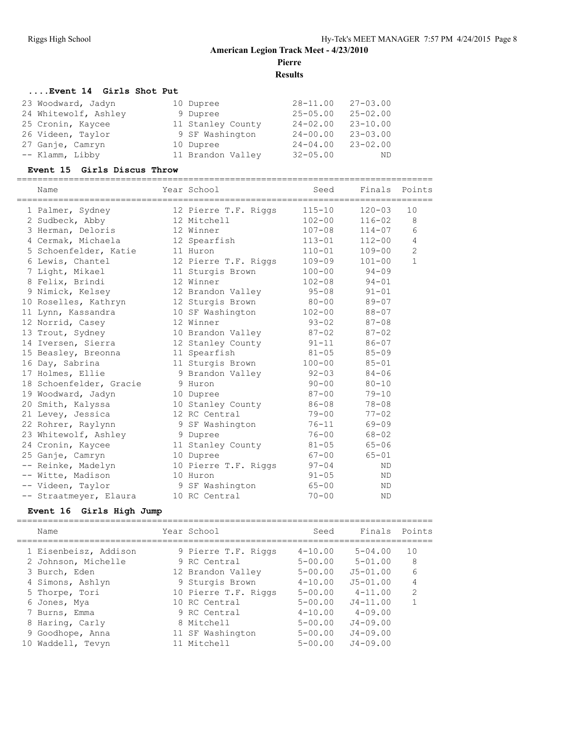## American Legion Track Meet - 4/23/2010

**Pierre**

**Results**

### ....Event 14 Girls Shot Put

| Place | Name | Year | School | Seed | Finals |
|---|---|---|---|---|---|
| 23 | Woodward, Jadyn | 10 | Dupree | 28-11.00 | 27-03.00 |
| 24 | Whitewolf, Ashley | 9 | Dupree | 25-05.00 | 25-02.00 |
| 25 | Cronin, Kaycee | 11 | Stanley County | 24-02.00 | 23-10.00 |
| 26 | Videen, Taylor | 9 | SF Washington | 24-00.00 | 23-03.00 |
| 27 | Ganje, Camryn | 10 | Dupree | 24-04.00 | 23-02.00 |
| -- | Klamm, Libby | 11 | Brandon Valley | 32-05.00 | ND |

### Event 15 Girls Discus Throw

| Place | Name | Year | School | Seed | Finals | Points |
|---|---|---|---|---|---|---|
| 1 | Palmer, Sydney | 12 | Pierre T.F. Riggs | 115-10 | 120-03 | 10 |
| 2 | Sudbeck, Abby | 12 | Mitchell | 102-00 | 116-02 | 8 |
| 3 | Herman, Deloris | 12 | Winner | 107-08 | 114-07 | 6 |
| 4 | Cermak, Michaela | 12 | Spearfish | 113-01 | 112-00 | 4 |
| 5 | Schoenfelder, Katie | 11 | Huron | 110-01 | 109-00 | 2 |
| 6 | Lewis, Chantel | 12 | Pierre T.F. Riggs | 109-09 | 101-00 | 1 |
| 7 | Light, Mikael | 11 | Sturgis Brown | 100-00 | 94-09 | |
| 8 | Felix, Brindi | 12 | Winner | 102-08 | 94-01 | |
| 9 | Nimick, Kelsey | 12 | Brandon Valley | 95-08 | 91-01 | |
| 10 | Roselles, Kathryn | 12 | Sturgis Brown | 80-00 | 89-07 | |
| 11 | Lynn, Kassandra | 10 | SF Washington | 102-00 | 88-07 | |
| 12 | Norrid, Casey | 12 | Winner | 93-02 | 87-08 | |
| 13 | Trout, Sydney | 10 | Brandon Valley | 87-02 | 87-02 | |
| 14 | Iversen, Sierra | 12 | Stanley County | 91-11 | 86-07 | |
| 15 | Beasley, Breonna | 11 | Spearfish | 81-05 | 85-09 | |
| 16 | Day, Sabrina | 11 | Sturgis Brown | 100-00 | 85-01 | |
| 17 | Holmes, Ellie | 9 | Brandon Valley | 92-03 | 84-06 | |
| 18 | Schoenfelder, Gracie | 9 | Huron | 90-00 | 80-10 | |
| 19 | Woodward, Jadyn | 10 | Dupree | 87-00 | 79-10 | |
| 20 | Smith, Kalyssa | 10 | Stanley County | 86-08 | 78-08 | |
| 21 | Levey, Jessica | 12 | RC Central | 79-00 | 77-02 | |
| 22 | Rohrer, Raylynn | 9 | SF Washington | 76-11 | 69-09 | |
| 23 | Whitewolf, Ashley | 9 | Dupree | 76-00 | 68-02 | |
| 24 | Cronin, Kaycee | 11 | Stanley County | 81-05 | 65-06 | |
| 25 | Ganje, Camryn | 10 | Dupree | 67-00 | 65-01 | |
| -- | Reinke, Madelyn | 10 | Pierre T.F. Riggs | 97-04 | ND | |
| -- | Witte, Madison | 10 | Huron | 91-05 | ND | |
| -- | Videen, Taylor | 9 | SF Washington | 65-00 | ND | |
| -- | Straatmeyer, Elaura | 10 | RC Central | 70-00 | ND | |

### Event 16 Girls High Jump

| Place | Name | Year | School | Seed | Finals | Points |
|---|---|---|---|---|---|---|
| 1 | Eisenbeisz, Addison | 9 | Pierre T.F. Riggs | 4-10.00 | 5-04.00 | 10 |
| 2 | Johnson, Michelle | 9 | RC Central | 5-00.00 | 5-01.00 | 8 |
| 3 | Burch, Eden | 12 | Brandon Valley | 5-00.00 | J5-01.00 | 6 |
| 4 | Simons, Ashlyn | 9 | Sturgis Brown | 4-10.00 | J5-01.00 | 4 |
| 5 | Thorpe, Tori | 10 | Pierre T.F. Riggs | 5-00.00 | 4-11.00 | 2 |
| 6 | Jones, Mya | 10 | RC Central | 5-00.00 | J4-11.00 | 1 |
| 7 | Burns, Emma | 9 | RC Central | 4-10.00 | 4-09.00 | |
| 8 | Haring, Carly | 8 | Mitchell | 5-00.00 | J4-09.00 | |
| 9 | Goodhope, Anna | 11 | SF Washington | 5-00.00 | J4-09.00 | |
| 10 | Waddell, Tevyn | 11 | Mitchell | 5-00.00 | J4-09.00 | |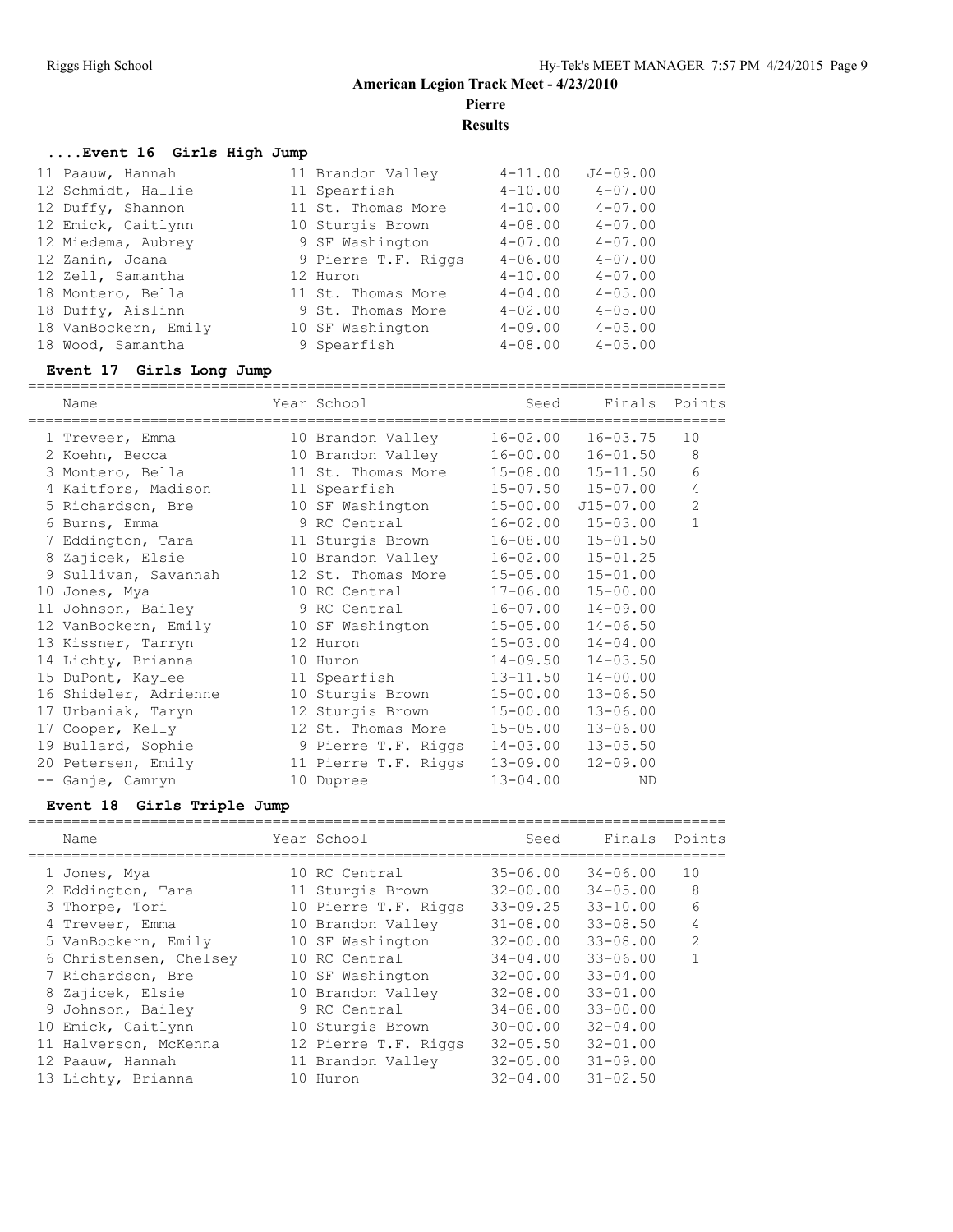# American Legion Track Meet - 4/23/2010

## Pierre

### Results

#### ....Event 16 Girls High Jump

| Place | Name | Year | School | Seed | Finals |
|---|---|---|---|---|---|
| 11 | Paauw, Hannah | 11 | Brandon Valley | 4-11.00 | J4-09.00 |
| 12 | Schmidt, Hallie | 11 | Spearfish | 4-10.00 | 4-07.00 |
| 12 | Duffy, Shannon | 11 | St. Thomas More | 4-10.00 | 4-07.00 |
| 12 | Emick, Caitlynn | 10 | Sturgis Brown | 4-08.00 | 4-07.00 |
| 12 | Miedema, Aubrey | 9 | SF Washington | 4-07.00 | 4-07.00 |
| 12 | Zanin, Joana | 9 | Pierre T.F. Riggs | 4-06.00 | 4-07.00 |
| 12 | Zell, Samantha | 12 | Huron | 4-10.00 | 4-07.00 |
| 18 | Montero, Bella | 11 | St. Thomas More | 4-04.00 | 4-05.00 |
| 18 | Duffy, Aislinn | 9 | St. Thomas More | 4-02.00 | 4-05.00 |
| 18 | VanBockern, Emily | 10 | SF Washington | 4-09.00 | 4-05.00 |
| 18 | Wood, Samantha | 9 | Spearfish | 4-08.00 | 4-05.00 |

#### Event 17 Girls Long Jump

| Place | Name | Year | School | Seed | Finals | Points |
|---|---|---|---|---|---|---|
| 1 | Treveer, Emma | 10 | Brandon Valley | 16-02.00 | 16-03.75 | 10 |
| 2 | Koehn, Becca | 10 | Brandon Valley | 16-00.00 | 16-01.50 | 8 |
| 3 | Montero, Bella | 11 | St. Thomas More | 15-08.00 | 15-11.50 | 6 |
| 4 | Kaitfors, Madison | 11 | Spearfish | 15-07.50 | 15-07.00 | 4 |
| 5 | Richardson, Bre | 10 | SF Washington | 15-00.00 | J15-07.00 | 2 |
| 6 | Burns, Emma | 9 | RC Central | 16-02.00 | 15-03.00 | 1 |
| 7 | Eddington, Tara | 11 | Sturgis Brown | 16-08.00 | 15-01.50 | |
| 8 | Zajicek, Elsie | 10 | Brandon Valley | 16-02.00 | 15-01.25 | |
| 9 | Sullivan, Savannah | 12 | St. Thomas More | 15-05.00 | 15-01.00 | |
| 10 | Jones, Mya | 10 | RC Central | 17-06.00 | 15-00.00 | |
| 11 | Johnson, Bailey | 9 | RC Central | 16-07.00 | 14-09.00 | |
| 12 | VanBockern, Emily | 10 | SF Washington | 15-05.00 | 14-06.50 | |
| 13 | Kissner, Tarryn | 12 | Huron | 15-03.00 | 14-04.00 | |
| 14 | Lichty, Brianna | 10 | Huron | 14-09.50 | 14-03.50 | |
| 15 | DuPont, Kaylee | 11 | Spearfish | 13-11.50 | 14-00.00 | |
| 16 | Shideler, Adrienne | 10 | Sturgis Brown | 15-00.00 | 13-06.50 | |
| 17 | Urbaniak, Taryn | 12 | Sturgis Brown | 15-00.00 | 13-06.00 | |
| 17 | Cooper, Kelly | 12 | St. Thomas More | 15-05.00 | 13-06.00 | |
| 19 | Bullard, Sophie | 9 | Pierre T.F. Riggs | 14-03.00 | 13-05.50 | |
| 20 | Petersen, Emily | 11 | Pierre T.F. Riggs | 13-09.00 | 12-09.00 | |
| -- | Ganje, Camryn | 10 | Dupree | 13-04.00 | ND | |

#### Event 18 Girls Triple Jump

| Place | Name | Year | School | Seed | Finals | Points |
|---|---|---|---|---|---|---|
| 1 | Jones, Mya | 10 | RC Central | 35-06.00 | 34-06.00 | 10 |
| 2 | Eddington, Tara | 11 | Sturgis Brown | 32-00.00 | 34-05.00 | 8 |
| 3 | Thorpe, Tori | 10 | Pierre T.F. Riggs | 33-09.25 | 33-10.00 | 6 |
| 4 | Treveer, Emma | 10 | Brandon Valley | 31-08.00 | 33-08.50 | 4 |
| 5 | VanBockern, Emily | 10 | SF Washington | 32-00.00 | 33-08.00 | 2 |
| 6 | Christensen, Chelsey | 10 | RC Central | 34-04.00 | 33-06.00 | 1 |
| 7 | Richardson, Bre | 10 | SF Washington | 32-00.00 | 33-04.00 | |
| 8 | Zajicek, Elsie | 10 | Brandon Valley | 32-08.00 | 33-01.00 | |
| 9 | Johnson, Bailey | 9 | RC Central | 34-08.00 | 33-00.00 | |
| 10 | Emick, Caitlynn | 10 | Sturgis Brown | 30-00.00 | 32-04.00 | |
| 11 | Halverson, McKenna | 12 | Pierre T.F. Riggs | 32-05.50 | 32-01.00 | |
| 12 | Paauw, Hannah | 11 | Brandon Valley | 32-05.00 | 31-09.00 | |
| 13 | Lichty, Brianna | 10 | Huron | 32-04.00 | 31-02.50 | |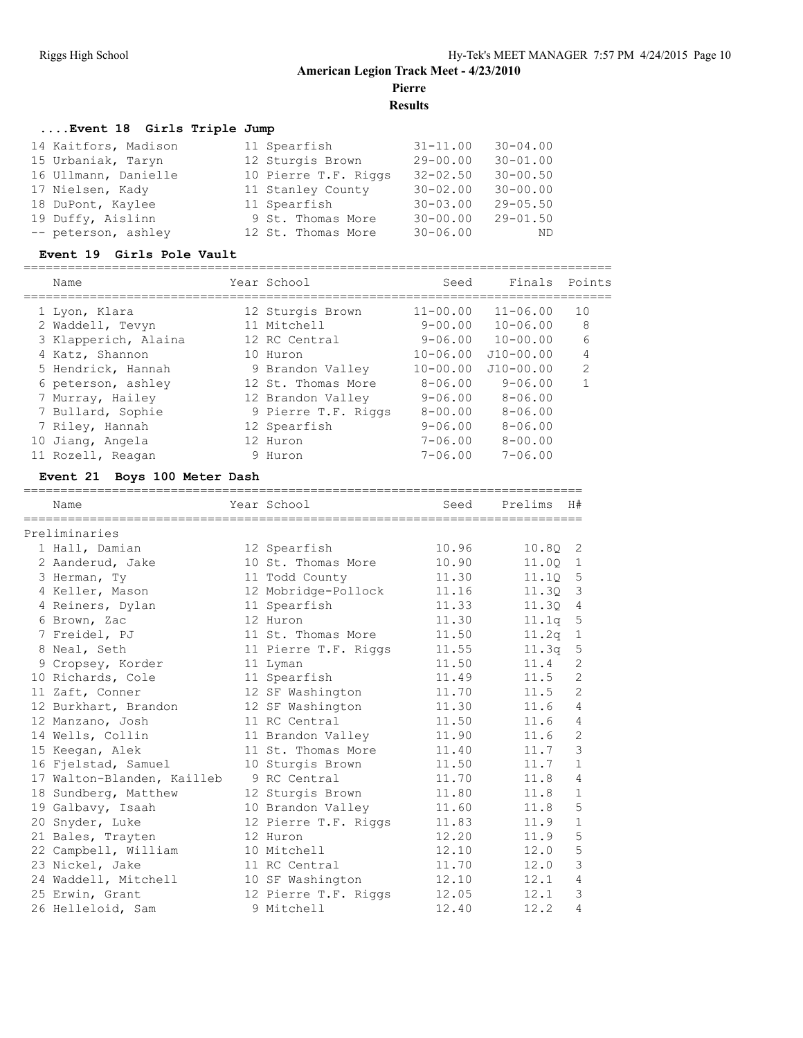**American Legion Track Meet - 4/23/2010**

**Pierre**

**Results**

### ....Event 18 Girls Triple Jump

| Name | Year | School | Seed | Finals |
|---|---|---|---|---|
| 14 Kaitfors, Madison | 11 | Spearfish | 31-11.00 | 30-04.00 |
| 15 Urbaniak, Taryn | 12 | Sturgis Brown | 29-00.00 | 30-01.00 |
| 16 Ullmann, Danielle | 10 | Pierre T.F. Riggs | 32-02.50 | 30-00.50 |
| 17 Nielsen, Kady | 11 | Stanley County | 30-02.00 | 30-00.00 |
| 18 DuPont, Kaylee | 11 | Spearfish | 30-03.00 | 29-05.50 |
| 19 Duffy, Aislinn | 9 | St. Thomas More | 30-00.00 | 29-01.50 |
| -- peterson, ashley | 12 | St. Thomas More | 30-06.00 | ND |

### Event 19 Girls Pole Vault

| Name | Year | School | Seed | Finals | Points |
|---|---|---|---|---|---|
| 1 Lyon, Klara | 12 | Sturgis Brown | 11-00.00 | 11-06.00 | 10 |
| 2 Waddell, Tevyn | 11 | Mitchell | 9-00.00 | 10-06.00 | 8 |
| 3 Klapperich, Alaina | 12 | RC Central | 9-06.00 | 10-00.00 | 6 |
| 4 Katz, Shannon | 10 | Huron | 10-06.00 | J10-00.00 | 4 |
| 5 Hendrick, Hannah | 9 | Brandon Valley | 10-00.00 | J10-00.00 | 2 |
| 6 peterson, ashley | 12 | St. Thomas More | 8-06.00 | 9-06.00 | 1 |
| 7 Murray, Hailey | 12 | Brandon Valley | 9-06.00 | 8-06.00 | |
| 7 Bullard, Sophie | 9 | Pierre T.F. Riggs | 8-00.00 | 8-06.00 | |
| 7 Riley, Hannah | 12 | Spearfish | 9-06.00 | 8-06.00 | |
| 10 Jiang, Angela | 12 | Huron | 7-06.00 | 8-00.00 | |
| 11 Rozell, Reagan | 9 | Huron | 7-06.00 | 7-06.00 | |

### Event 21 Boys 100 Meter Dash

| Name | Year | School | Seed | Prelims | H# |
|---|---|---|---|---|---|
| **Preliminaries** | | | | | |
| 1 Hall, Damian | 12 | Spearfish | 10.96 | 10.8Q | 2 |
| 2 Aanderud, Jake | 10 | St. Thomas More | 10.90 | 11.0Q | 1 |
| 3 Herman, Ty | 11 | Todd County | 11.30 | 11.1Q | 5 |
| 4 Keller, Mason | 12 | Mobridge-Pollock | 11.16 | 11.3Q | 3 |
| 4 Reiners, Dylan | 11 | Spearfish | 11.33 | 11.3Q | 4 |
| 6 Brown, Zac | 12 | Huron | 11.30 | 11.1q | 5 |
| 7 Freidel, PJ | 11 | St. Thomas More | 11.50 | 11.2q | 1 |
| 8 Neal, Seth | 11 | Pierre T.F. Riggs | 11.55 | 11.3q | 5 |
| 9 Cropsey, Korder | 11 | Lyman | 11.50 | 11.4 | 2 |
| 10 Richards, Cole | 11 | Spearfish | 11.49 | 11.5 | 2 |
| 11 Zaft, Conner | 12 | SF Washington | 11.70 | 11.5 | 2 |
| 12 Burkhart, Brandon | 12 | SF Washington | 11.30 | 11.6 | 4 |
| 12 Manzano, Josh | 11 | RC Central | 11.50 | 11.6 | 4 |
| 14 Wells, Collin | 11 | Brandon Valley | 11.90 | 11.6 | 2 |
| 15 Keegan, Alek | 11 | St. Thomas More | 11.40 | 11.7 | 3 |
| 16 Fjelstad, Samuel | 10 | Sturgis Brown | 11.50 | 11.7 | 1 |
| 17 Walton-Blanden, Kailleb | 9 | RC Central | 11.70 | 11.8 | 4 |
| 18 Sundberg, Matthew | 12 | Sturgis Brown | 11.80 | 11.8 | 1 |
| 19 Galbavy, Isaah | 10 | Brandon Valley | 11.60 | 11.8 | 5 |
| 20 Snyder, Luke | 12 | Pierre T.F. Riggs | 11.83 | 11.9 | 1 |
| 21 Bales, Trayten | 12 | Huron | 12.20 | 11.9 | 5 |
| 22 Campbell, William | 10 | Mitchell | 12.10 | 12.0 | 5 |
| 23 Nickel, Jake | 11 | RC Central | 11.70 | 12.0 | 3 |
| 24 Waddell, Mitchell | 10 | SF Washington | 12.10 | 12.1 | 4 |
| 25 Erwin, Grant | 12 | Pierre T.F. Riggs | 12.05 | 12.1 | 3 |
| 26 Helleloid, Sam | 9 | Mitchell | 12.40 | 12.2 | 4 |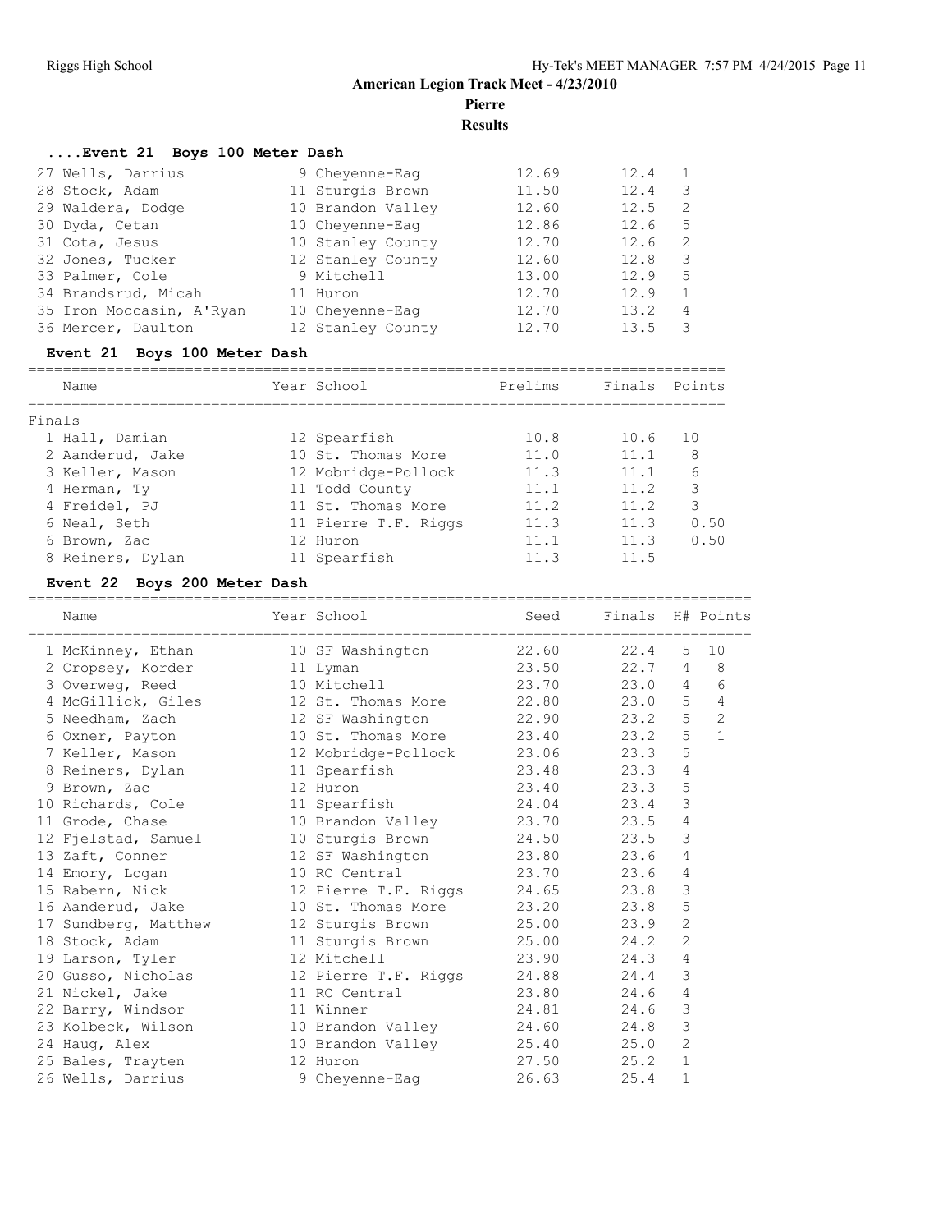## American Legion Track Meet - 4/23/2010

**Pierre**

**Results**

### ....Event 21 Boys 100 Meter Dash

| Name | Year | School | Prelims | Finals | H# |
|---|---|---|---|---|---|
| 27 Wells, Darrius | 9 | Cheyenne-Eag | 12.69 | 12.4 | 1 |
| 28 Stock, Adam | 11 | Sturgis Brown | 11.50 | 12.4 | 3 |
| 29 Waldera, Dodge | 10 | Brandon Valley | 12.60 | 12.5 | 2 |
| 30 Dyda, Cetan | 10 | Cheyenne-Eag | 12.86 | 12.6 | 5 |
| 31 Cota, Jesus | 10 | Stanley County | 12.70 | 12.6 | 2 |
| 32 Jones, Tucker | 12 | Stanley County | 12.60 | 12.8 | 3 |
| 33 Palmer, Cole | 9 | Mitchell | 13.00 | 12.9 | 5 |
| 34 Brandsrud, Micah | 11 | Huron | 12.70 | 12.9 | 1 |
| 35 Iron Moccasin, A'Ryan | 10 | Cheyenne-Eag | 12.70 | 13.2 | 4 |
| 36 Mercer, Daulton | 12 | Stanley County | 12.70 | 13.5 | 3 |

### Event 21 Boys 100 Meter Dash

Finals

| Name | Year | School | Prelims | Finals | Points |
|---|---|---|---|---|---|
| 1 Hall, Damian | 12 | Spearfish | 10.8 | 10.6 | 10 |
| 2 Aanderud, Jake | 10 | St. Thomas More | 11.0 | 11.1 | 8 |
| 3 Keller, Mason | 12 | Mobridge-Pollock | 11.3 | 11.1 | 6 |
| 4 Herman, Ty | 11 | Todd County | 11.1 | 11.2 | 3 |
| 4 Freidel, PJ | 11 | St. Thomas More | 11.2 | 11.2 | 3 |
| 6 Neal, Seth | 11 | Pierre T.F. Riggs | 11.3 | 11.3 | 0.50 |
| 6 Brown, Zac | 12 | Huron | 11.1 | 11.3 | 0.50 |
| 8 Reiners, Dylan | 11 | Spearfish | 11.3 | 11.5 | |

### Event 22 Boys 200 Meter Dash

| Name | Year | School | Seed | Finals | H# | Points |
|---|---|---|---|---|---|---|
| 1 McKinney, Ethan | 10 | SF Washington | 22.60 | 22.4 | 5 | 10 |
| 2 Cropsey, Korder | 11 | Lyman | 23.50 | 22.7 | 4 | 8 |
| 3 Overweg, Reed | 10 | Mitchell | 23.70 | 23.0 | 4 | 6 |
| 4 McGillick, Giles | 12 | St. Thomas More | 22.80 | 23.0 | 5 | 4 |
| 5 Needham, Zach | 12 | SF Washington | 22.90 | 23.2 | 5 | 2 |
| 6 Oxner, Payton | 10 | St. Thomas More | 23.40 | 23.2 | 5 | 1 |
| 7 Keller, Mason | 12 | Mobridge-Pollock | 23.06 | 23.3 | 5 | |
| 8 Reiners, Dylan | 11 | Spearfish | 23.48 | 23.3 | 4 | |
| 9 Brown, Zac | 12 | Huron | 23.40 | 23.3 | 5 | |
| 10 Richards, Cole | 11 | Spearfish | 24.04 | 23.4 | 3 | |
| 11 Grode, Chase | 10 | Brandon Valley | 23.70 | 23.5 | 4 | |
| 12 Fjelstad, Samuel | 10 | Sturgis Brown | 24.50 | 23.5 | 3 | |
| 13 Zaft, Conner | 12 | SF Washington | 23.80 | 23.6 | 4 | |
| 14 Emory, Logan | 10 | RC Central | 23.70 | 23.6 | 4 | |
| 15 Rabern, Nick | 12 | Pierre T.F. Riggs | 24.65 | 23.8 | 3 | |
| 16 Aanderud, Jake | 10 | St. Thomas More | 23.20 | 23.8 | 5 | |
| 17 Sundberg, Matthew | 12 | Sturgis Brown | 25.00 | 23.9 | 2 | |
| 18 Stock, Adam | 11 | Sturgis Brown | 25.00 | 24.2 | 2 | |
| 19 Larson, Tyler | 12 | Mitchell | 23.90 | 24.3 | 4 | |
| 20 Gusso, Nicholas | 12 | Pierre T.F. Riggs | 24.88 | 24.4 | 3 | |
| 21 Nickel, Jake | 11 | RC Central | 23.80 | 24.6 | 4 | |
| 22 Barry, Windsor | 11 | Winner | 24.81 | 24.6 | 3 | |
| 23 Kolbeck, Wilson | 10 | Brandon Valley | 24.60 | 24.8 | 3 | |
| 24 Haug, Alex | 10 | Brandon Valley | 25.40 | 25.0 | 2 | |
| 25 Bales, Trayten | 12 | Huron | 27.50 | 25.2 | 1 | |
| 26 Wells, Darrius | 9 | Cheyenne-Eag | 26.63 | 25.4 | 1 | |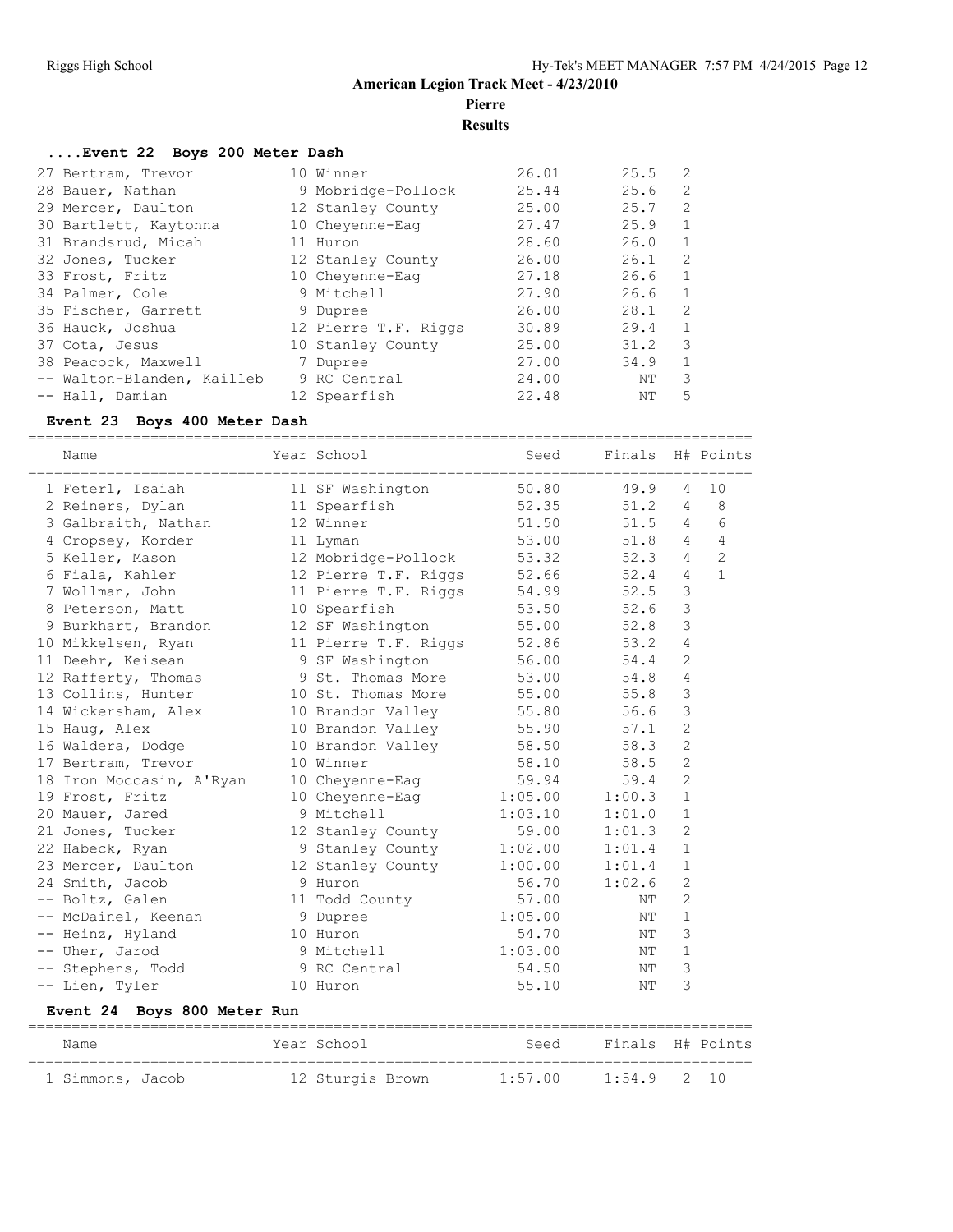# American Legion Track Meet - 4/23/2010

**Pierre**

**Results**

### ....Event 22 Boys 200 Meter Dash

| Place | Name | Year | School | Seed | Finals | H# |
|---|---|---|---|---|---|---|
| 27 | Bertram, Trevor | 10 | Winner | 26.01 | 25.5 | 2 |
| 28 | Bauer, Nathan | 9 | Mobridge-Pollock | 25.44 | 25.6 | 2 |
| 29 | Mercer, Daulton | 12 | Stanley County | 25.00 | 25.7 | 2 |
| 30 | Bartlett, Kaytonna | 10 | Cheyenne-Eag | 27.47 | 25.9 | 1 |
| 31 | Brandsrud, Micah | 11 | Huron | 28.60 | 26.0 | 1 |
| 32 | Jones, Tucker | 12 | Stanley County | 26.00 | 26.1 | 2 |
| 33 | Frost, Fritz | 10 | Cheyenne-Eag | 27.18 | 26.6 | 1 |
| 34 | Palmer, Cole | 9 | Mitchell | 27.90 | 26.6 | 1 |
| 35 | Fischer, Garrett | 9 | Dupree | 26.00 | 28.1 | 2 |
| 36 | Hauck, Joshua | 12 | Pierre T.F. Riggs | 30.89 | 29.4 | 1 |
| 37 | Cota, Jesus | 10 | Stanley County | 25.00 | 31.2 | 3 |
| 38 | Peacock, Maxwell | 7 | Dupree | 27.00 | 34.9 | 1 |
| -- | Walton-Blanden, Kailleb | 9 | RC Central | 24.00 | NT | 3 |
| -- | Hall, Damian | 12 | Spearfish | 22.48 | NT | 5 |

### Event 23 Boys 400 Meter Dash

| Place | Name | Year | School | Seed | Finals | H# | Points |
|---|---|---|---|---|---|---|---|
| 1 | Feterl, Isaiah | 11 | SF Washington | 50.80 | 49.9 | 4 | 10 |
| 2 | Reiners, Dylan | 11 | Spearfish | 52.35 | 51.2 | 4 | 8 |
| 3 | Galbraith, Nathan | 12 | Winner | 51.50 | 51.5 | 4 | 6 |
| 4 | Cropsey, Korder | 11 | Lyman | 53.00 | 51.8 | 4 | 4 |
| 5 | Keller, Mason | 12 | Mobridge-Pollock | 53.32 | 52.3 | 4 | 2 |
| 6 | Fiala, Kahler | 12 | Pierre T.F. Riggs | 52.66 | 52.4 | 4 | 1 |
| 7 | Wollman, John | 11 | Pierre T.F. Riggs | 54.99 | 52.5 | 3 | |
| 8 | Peterson, Matt | 10 | Spearfish | 53.50 | 52.6 | 3 | |
| 9 | Burkhart, Brandon | 12 | SF Washington | 55.00 | 52.8 | 3 | |
| 10 | Mikkelsen, Ryan | 11 | Pierre T.F. Riggs | 52.86 | 53.2 | 4 | |
| 11 | Deehr, Keisean | 9 | SF Washington | 56.00 | 54.4 | 2 | |
| 12 | Rafferty, Thomas | 9 | St. Thomas More | 53.00 | 54.8 | 4 | |
| 13 | Collins, Hunter | 10 | St. Thomas More | 55.00 | 55.8 | 3 | |
| 14 | Wickersham, Alex | 10 | Brandon Valley | 55.80 | 56.6 | 3 | |
| 15 | Haug, Alex | 10 | Brandon Valley | 55.90 | 57.1 | 2 | |
| 16 | Waldera, Dodge | 10 | Brandon Valley | 58.50 | 58.3 | 2 | |
| 17 | Bertram, Trevor | 10 | Winner | 58.10 | 58.5 | 2 | |
| 18 | Iron Moccasin, A'Ryan | 10 | Cheyenne-Eag | 59.94 | 59.4 | 2 | |
| 19 | Frost, Fritz | 10 | Cheyenne-Eag | 1:05.00 | 1:00.3 | 1 | |
| 20 | Mauer, Jared | 9 | Mitchell | 1:03.10 | 1:01.0 | 1 | |
| 21 | Jones, Tucker | 12 | Stanley County | 59.00 | 1:01.3 | 2 | |
| 22 | Habeck, Ryan | 9 | Stanley County | 1:02.00 | 1:01.4 | 1 | |
| 23 | Mercer, Daulton | 12 | Stanley County | 1:00.00 | 1:01.4 | 1 | |
| 24 | Smith, Jacob | 9 | Huron | 56.70 | 1:02.6 | 2 | |
| -- | Boltz, Galen | 11 | Todd County | 57.00 | NT | 2 | |
| -- | McDainel, Keenan | 9 | Dupree | 1:05.00 | NT | 1 | |
| -- | Heinz, Hyland | 10 | Huron | 54.70 | NT | 3 | |
| -- | Uher, Jarod | 9 | Mitchell | 1:03.00 | NT | 1 | |
| -- | Stephens, Todd | 9 | RC Central | 54.50 | NT | 3 | |
| -- | Lien, Tyler | 10 | Huron | 55.10 | NT | 3 | |

### Event 24 Boys 800 Meter Run

| Place | Name | Year | School | Seed | Finals | H# | Points |
|---|---|---|---|---|---|---|---|
| 1 | Simmons, Jacob | 12 | Sturgis Brown | 1:57.00 | 1:54.9 | 2 | 10 |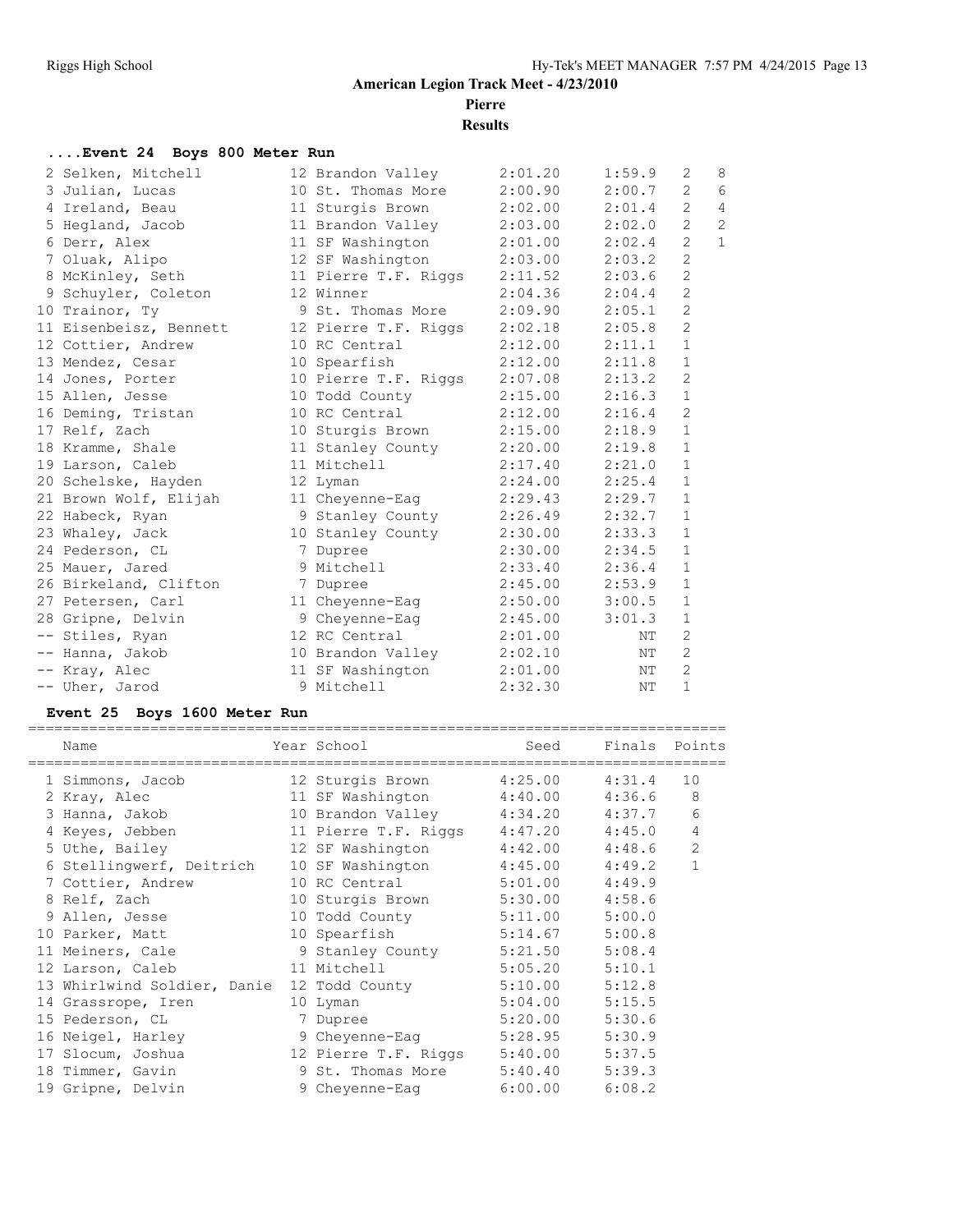## American Legion Track Meet - 4/23/2010

**Pierre**

**Results**

### ....Event 24 Boys 800 Meter Run

| Place | Name | Year | School | Seed | Finals | H# | Points |
|---|---|---|---|---|---|---|---|
| 2 | Selken, Mitchell | 12 | Brandon Valley | 2:01.20 | 1:59.9 | 2 | 8 |
| 3 | Julian, Lucas | 10 | St. Thomas More | 2:00.90 | 2:00.7 | 2 | 6 |
| 4 | Ireland, Beau | 11 | Sturgis Brown | 2:02.00 | 2:01.4 | 2 | 4 |
| 5 | Hegland, Jacob | 11 | Brandon Valley | 2:03.00 | 2:02.0 | 2 | 2 |
| 6 | Derr, Alex | 11 | SF Washington | 2:01.00 | 2:02.4 | 2 | 1 |
| 7 | Oluak, Alipo | 12 | SF Washington | 2:03.00 | 2:03.2 | 2 | |
| 8 | McKinley, Seth | 11 | Pierre T.F. Riggs | 2:11.52 | 2:03.6 | 2 | |
| 9 | Schuyler, Coleton | 12 | Winner | 2:04.36 | 2:04.4 | 2 | |
| 10 | Trainor, Ty | 9 | St. Thomas More | 2:09.90 | 2:05.1 | 2 | |
| 11 | Eisenbeisz, Bennett | 12 | Pierre T.F. Riggs | 2:02.18 | 2:05.8 | 2 | |
| 12 | Cottier, Andrew | 10 | RC Central | 2:12.00 | 2:11.1 | 1 | |
| 13 | Mendez, Cesar | 10 | Spearfish | 2:12.00 | 2:11.8 | 1 | |
| 14 | Jones, Porter | 10 | Pierre T.F. Riggs | 2:07.08 | 2:13.2 | 2 | |
| 15 | Allen, Jesse | 10 | Todd County | 2:15.00 | 2:16.3 | 1 | |
| 16 | Deming, Tristan | 10 | RC Central | 2:12.00 | 2:16.4 | 2 | |
| 17 | Relf, Zach | 10 | Sturgis Brown | 2:15.00 | 2:18.9 | 1 | |
| 18 | Kramme, Shale | 11 | Stanley County | 2:20.00 | 2:19.8 | 1 | |
| 19 | Larson, Caleb | 11 | Mitchell | 2:17.40 | 2:21.0 | 1 | |
| 20 | Schelske, Hayden | 12 | Lyman | 2:24.00 | 2:25.4 | 1 | |
| 21 | Brown Wolf, Elijah | 11 | Cheyenne-Eag | 2:29.43 | 2:29.7 | 1 | |
| 22 | Habeck, Ryan | 9 | Stanley County | 2:26.49 | 2:32.7 | 1 | |
| 23 | Whaley, Jack | 10 | Stanley County | 2:30.00 | 2:33.3 | 1 | |
| 24 | Pederson, CL | 7 | Dupree | 2:30.00 | 2:34.5 | 1 | |
| 25 | Mauer, Jared | 9 | Mitchell | 2:33.40 | 2:36.4 | 1 | |
| 26 | Birkeland, Clifton | 7 | Dupree | 2:45.00 | 2:53.9 | 1 | |
| 27 | Petersen, Carl | 11 | Cheyenne-Eag | 2:50.00 | 3:00.5 | 1 | |
| 28 | Gripne, Delvin | 9 | Cheyenne-Eag | 2:45.00 | 3:01.3 | 1 | |
| -- | Stiles, Ryan | 12 | RC Central | 2:01.00 | NT | 2 | |
| -- | Hanna, Jakob | 10 | Brandon Valley | 2:02.10 | NT | 2 | |
| -- | Kray, Alec | 11 | SF Washington | 2:01.00 | NT | 2 | |
| -- | Uher, Jarod | 9 | Mitchell | 2:32.30 | NT | 1 | |

### Event 25 Boys 1600 Meter Run

| Place | Name | Year | School | Seed | Finals | Points |
|---|---|---|---|---|---|---|
| 1 | Simmons, Jacob | 12 | Sturgis Brown | 4:25.00 | 4:31.4 | 10 |
| 2 | Kray, Alec | 11 | SF Washington | 4:40.00 | 4:36.6 | 8 |
| 3 | Hanna, Jakob | 10 | Brandon Valley | 4:34.20 | 4:37.7 | 6 |
| 4 | Keyes, Jebben | 11 | Pierre T.F. Riggs | 4:47.20 | 4:45.0 | 4 |
| 5 | Uthe, Bailey | 12 | SF Washington | 4:42.00 | 4:48.6 | 2 |
| 6 | Stellingwerf, Deitrich | 10 | SF Washington | 4:45.00 | 4:49.2 | 1 |
| 7 | Cottier, Andrew | 10 | RC Central | 5:01.00 | 4:49.9 | |
| 8 | Relf, Zach | 10 | Sturgis Brown | 5:30.00 | 4:58.6 | |
| 9 | Allen, Jesse | 10 | Todd County | 5:11.00 | 5:00.0 | |
| 10 | Parker, Matt | 10 | Spearfish | 5:14.67 | 5:00.8 | |
| 11 | Meiners, Cale | 9 | Stanley County | 5:21.50 | 5:08.4 | |
| 12 | Larson, Caleb | 11 | Mitchell | 5:05.20 | 5:10.1 | |
| 13 | Whirlwind Soldier, Danie | 12 | Todd County | 5:10.00 | 5:12.8 | |
| 14 | Grassrope, Iren | 10 | Lyman | 5:04.00 | 5:15.5 | |
| 15 | Pederson, CL | 7 | Dupree | 5:20.00 | 5:30.6 | |
| 16 | Neigel, Harley | 9 | Cheyenne-Eag | 5:28.95 | 5:30.9 | |
| 17 | Slocum, Joshua | 12 | Pierre T.F. Riggs | 5:40.00 | 5:37.5 | |
| 18 | Timmer, Gavin | 9 | St. Thomas More | 5:40.40 | 5:39.3 | |
| 19 | Gripne, Delvin | 9 | Cheyenne-Eag | 6:00.00 | 6:08.2 | |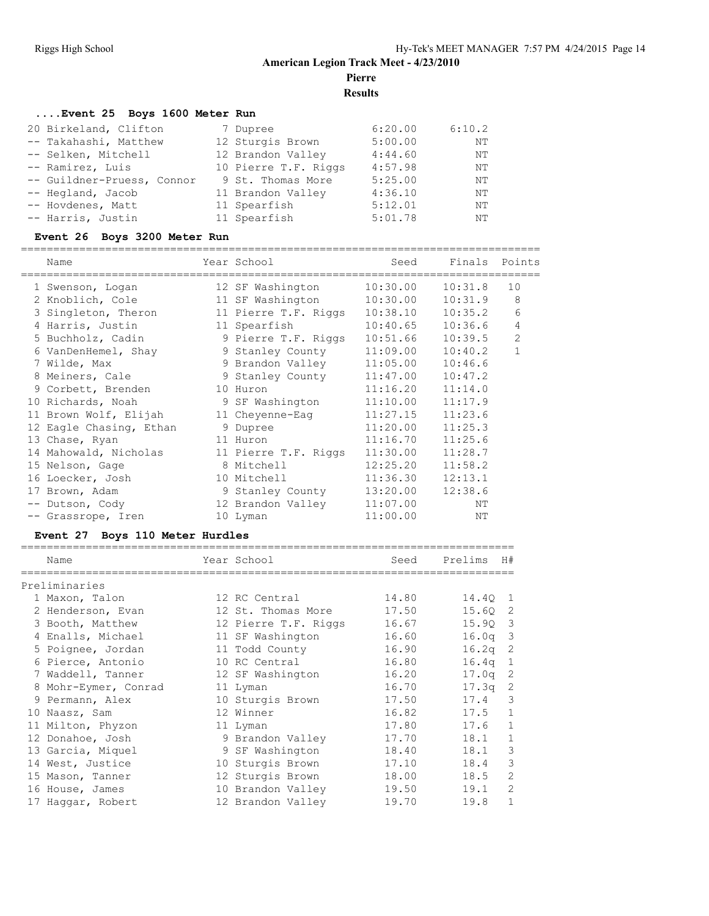## American Legion Track Meet - 4/23/2010

**Pierre**

**Results**

### ....Event 25 Boys 1600 Meter Run

| Place | Name | Year | School | Seed | Finals |
|---|---|---|---|---|---|
| 20 | Birkeland, Clifton | 7 | Dupree | 6:20.00 | 6:10.2 |
| -- | Takahashi, Matthew | 12 | Sturgis Brown | 5:00.00 | NT |
| -- | Selken, Mitchell | 12 | Brandon Valley | 4:44.60 | NT |
| -- | Ramirez, Luis | 10 | Pierre T.F. Riggs | 4:57.98 | NT |
| -- | Guildner-Pruess, Connor | 9 | St. Thomas More | 5:25.00 | NT |
| -- | Hegland, Jacob | 11 | Brandon Valley | 4:36.10 | NT |
| -- | Hovdenes, Matt | 11 | Spearfish | 5:12.01 | NT |
| -- | Harris, Justin | 11 | Spearfish | 5:01.78 | NT |

### Event 26 Boys 3200 Meter Run

| Place | Name | Year | School | Seed | Finals | Points |
|---|---|---|---|---|---|---|
| 1 | Swenson, Logan | 12 | SF Washington | 10:30.00 | 10:31.8 | 10 |
| 2 | Knoblich, Cole | 11 | SF Washington | 10:30.00 | 10:31.9 | 8 |
| 3 | Singleton, Theron | 11 | Pierre T.F. Riggs | 10:38.10 | 10:35.2 | 6 |
| 4 | Harris, Justin | 11 | Spearfish | 10:40.65 | 10:36.6 | 4 |
| 5 | Buchholz, Cadin | 9 | Pierre T.F. Riggs | 10:51.66 | 10:39.5 | 2 |
| 6 | VanDenHemel, Shay | 9 | Stanley County | 11:09.00 | 10:40.2 | 1 |
| 7 | Wilde, Max | 9 | Brandon Valley | 11:05.00 | 10:46.6 | |
| 8 | Meiners, Cale | 9 | Stanley County | 11:47.00 | 10:47.2 | |
| 9 | Corbett, Brenden | 10 | Huron | 11:16.20 | 11:14.0 | |
| 10 | Richards, Noah | 9 | SF Washington | 11:10.00 | 11:17.9 | |
| 11 | Brown Wolf, Elijah | 11 | Cheyenne-Eag | 11:27.15 | 11:23.6 | |
| 12 | Eagle Chasing, Ethan | 9 | Dupree | 11:20.00 | 11:25.3 | |
| 13 | Chase, Ryan | 11 | Huron | 11:16.70 | 11:25.6 | |
| 14 | Mahowald, Nicholas | 11 | Pierre T.F. Riggs | 11:30.00 | 11:28.7 | |
| 15 | Nelson, Gage | 8 | Mitchell | 12:25.20 | 11:58.2 | |
| 16 | Loecker, Josh | 10 | Mitchell | 11:36.30 | 12:13.1 | |
| 17 | Brown, Adam | 9 | Stanley County | 13:20.00 | 12:38.6 | |
| -- | Dutson, Cody | 12 | Brandon Valley | 11:07.00 | NT | |
| -- | Grassrope, Iren | 10 | Lyman | 11:00.00 | NT | |

### Event 27 Boys 110 Meter Hurdles

Preliminaries

| Place | Name | Year | School | Seed | Prelims | H# |
|---|---|---|---|---|---|---|
| 1 | Maxon, Talon | 12 | RC Central | 14.80 | 14.4Q | 1 |
| 2 | Henderson, Evan | 12 | St. Thomas More | 17.50 | 15.6Q | 2 |
| 3 | Booth, Matthew | 12 | Pierre T.F. Riggs | 16.67 | 15.9Q | 3 |
| 4 | Enalls, Michael | 11 | SF Washington | 16.60 | 16.0q | 3 |
| 5 | Poignee, Jordan | 11 | Todd County | 16.90 | 16.2q | 2 |
| 6 | Pierce, Antonio | 10 | RC Central | 16.80 | 16.4q | 1 |
| 7 | Waddell, Tanner | 12 | SF Washington | 16.20 | 17.0q | 2 |
| 8 | Mohr-Eymer, Conrad | 11 | Lyman | 16.70 | 17.3q | 2 |
| 9 | Permann, Alex | 10 | Sturgis Brown | 17.50 | 17.4 | 3 |
| 10 | Naasz, Sam | 12 | Winner | 16.82 | 17.5 | 1 |
| 11 | Milton, Phyzon | 11 | Lyman | 17.80 | 17.6 | 1 |
| 12 | Donahoe, Josh | 9 | Brandon Valley | 17.70 | 18.1 | 1 |
| 13 | Garcia, Miquel | 9 | SF Washington | 18.40 | 18.1 | 3 |
| 14 | West, Justice | 10 | Sturgis Brown | 17.10 | 18.4 | 3 |
| 15 | Mason, Tanner | 12 | Sturgis Brown | 18.00 | 18.5 | 2 |
| 16 | House, James | 10 | Brandon Valley | 19.50 | 19.1 | 2 |
| 17 | Haggar, Robert | 12 | Brandon Valley | 19.70 | 19.8 | 1 |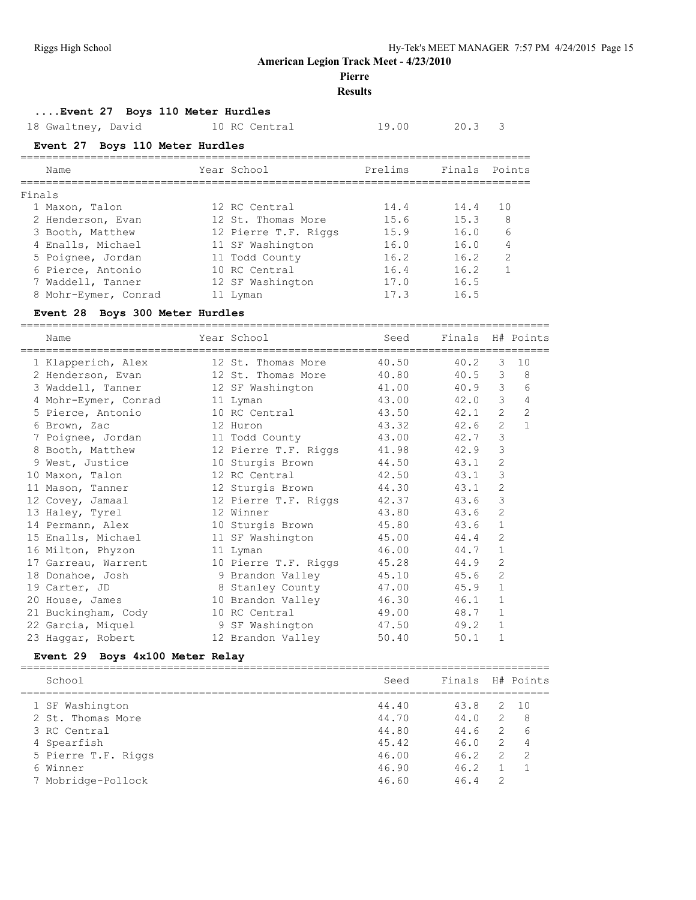**American Legion Track Meet - 4/23/2010**

**Pierre**

**Results**

### ....Event 27 Boys 110 Meter Hurdles

| Name | Year | School | Prelims | Finals | Points |
|---|---|---|---|---|---|
| 18 Gwaltney, David | 10 | RC Central | 19.00 | 20.3 | 3 |

### Event 27 Boys 110 Meter Hurdles

Finals

| Name | Year | School | Prelims | Finals | Points |
|---|---|---|---|---|---|
| 1 Maxon, Talon | 12 | RC Central | 14.4 | 14.4 | 10 |
| 2 Henderson, Evan | 12 | St. Thomas More | 15.6 | 15.3 | 8 |
| 3 Booth, Matthew | 12 | Pierre T.F. Riggs | 15.9 | 16.0 | 6 |
| 4 Enalls, Michael | 11 | SF Washington | 16.0 | 16.0 | 4 |
| 5 Poignee, Jordan | 11 | Todd County | 16.2 | 16.2 | 2 |
| 6 Pierce, Antonio | 10 | RC Central | 16.4 | 16.2 | 1 |
| 7 Waddell, Tanner | 12 | SF Washington | 17.0 | 16.5 | |
| 8 Mohr-Eymer, Conrad | 11 | Lyman | 17.3 | 16.5 | |

### Event 28 Boys 300 Meter Hurdles

| Name | Year | School | Seed | Finals | H# | Points |
|---|---|---|---|---|---|---|
| 1 Klapperich, Alex | 12 | St. Thomas More | 40.50 | 40.2 | 3 | 10 |
| 2 Henderson, Evan | 12 | St. Thomas More | 40.80 | 40.5 | 3 | 8 |
| 3 Waddell, Tanner | 12 | SF Washington | 41.00 | 40.9 | 3 | 6 |
| 4 Mohr-Eymer, Conrad | 11 | Lyman | 43.00 | 42.0 | 3 | 4 |
| 5 Pierce, Antonio | 10 | RC Central | 43.50 | 42.1 | 2 | 2 |
| 6 Brown, Zac | 12 | Huron | 43.32 | 42.6 | 2 | 1 |
| 7 Poignee, Jordan | 11 | Todd County | 43.00 | 42.7 | 3 | |
| 8 Booth, Matthew | 12 | Pierre T.F. Riggs | 41.98 | 42.9 | 3 | |
| 9 West, Justice | 10 | Sturgis Brown | 44.50 | 43.1 | 2 | |
| 10 Maxon, Talon | 12 | RC Central | 42.50 | 43.1 | 3 | |
| 11 Mason, Tanner | 12 | Sturgis Brown | 44.30 | 43.1 | 2 | |
| 12 Covey, Jamaal | 12 | Pierre T.F. Riggs | 42.37 | 43.6 | 3 | |
| 13 Haley, Tyrel | 12 | Winner | 43.80 | 43.6 | 2 | |
| 14 Permann, Alex | 10 | Sturgis Brown | 45.80 | 43.6 | 1 | |
| 15 Enalls, Michael | 11 | SF Washington | 45.00 | 44.4 | 2 | |
| 16 Milton, Phyzon | 11 | Lyman | 46.00 | 44.7 | 1 | |
| 17 Garreau, Warrent | 10 | Pierre T.F. Riggs | 45.28 | 44.9 | 2 | |
| 18 Donahoe, Josh | 9 | Brandon Valley | 45.10 | 45.6 | 2 | |
| 19 Carter, JD | 8 | Stanley County | 47.00 | 45.9 | 1 | |
| 20 House, James | 10 | Brandon Valley | 46.30 | 46.1 | 1 | |
| 21 Buckingham, Cody | 10 | RC Central | 49.00 | 48.7 | 1 | |
| 22 Garcia, Miquel | 9 | SF Washington | 47.50 | 49.2 | 1 | |
| 23 Haggar, Robert | 12 | Brandon Valley | 50.40 | 50.1 | 1 | |

### Event 29 Boys 4x100 Meter Relay

| School | Seed | Finals | H# | Points |
|---|---|---|---|---|
| 1 SF Washington | 44.40 | 43.8 | 2 | 10 |
| 2 St. Thomas More | 44.70 | 44.0 | 2 | 8 |
| 3 RC Central | 44.80 | 44.6 | 2 | 6 |
| 4 Spearfish | 45.42 | 46.0 | 2 | 4 |
| 5 Pierre T.F. Riggs | 46.00 | 46.2 | 2 | 2 |
| 6 Winner | 46.90 | 46.2 | 1 | 1 |
| 7 Mobridge-Pollock | 46.60 | 46.4 | 2 | |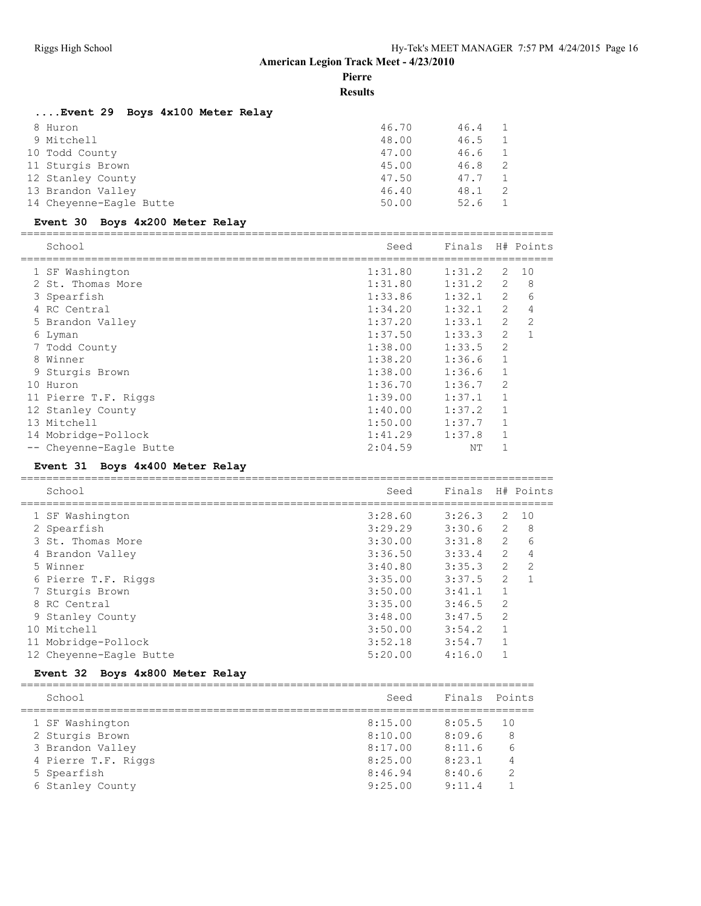**American Legion Track Meet - 4/23/2010**

**Pierre**

**Results**

### ....Event 29 Boys 4x100 Meter Relay

| | School | Seed | Finals | H# | Points |
|---|---|---|---|---|---|
| 8 | Huron | 46.70 | 46.4 | 1 | |
| 9 | Mitchell | 48.00 | 46.5 | 1 | |
| 10 | Todd County | 47.00 | 46.6 | 1 | |
| 11 | Sturgis Brown | 45.00 | 46.8 | 2 | |
| 12 | Stanley County | 47.50 | 47.7 | 1 | |
| 13 | Brandon Valley | 46.40 | 48.1 | 2 | |
| 14 | Cheyenne-Eagle Butte | 50.00 | 52.6 | 1 | |

### Event 30 Boys 4x200 Meter Relay

| | School | Seed | Finals | H# | Points |
|---|---|---|---|---|---|
| 1 | SF Washington | 1:31.80 | 1:31.2 | 2 | 10 |
| 2 | St. Thomas More | 1:31.80 | 1:31.2 | 2 | 8 |
| 3 | Spearfish | 1:33.86 | 1:32.1 | 2 | 6 |
| 4 | RC Central | 1:34.20 | 1:32.1 | 2 | 4 |
| 5 | Brandon Valley | 1:37.20 | 1:33.1 | 2 | 2 |
| 6 | Lyman | 1:37.50 | 1:33.3 | 2 | 1 |
| 7 | Todd County | 1:38.00 | 1:33.5 | 2 | |
| 8 | Winner | 1:38.20 | 1:36.6 | 1 | |
| 9 | Sturgis Brown | 1:38.00 | 1:36.6 | 1 | |
| 10 | Huron | 1:36.70 | 1:36.7 | 2 | |
| 11 | Pierre T.F. Riggs | 1:39.00 | 1:37.1 | 1 | |
| 12 | Stanley County | 1:40.00 | 1:37.2 | 1 | |
| 13 | Mitchell | 1:50.00 | 1:37.7 | 1 | |
| 14 | Mobridge-Pollock | 1:41.29 | 1:37.8 | 1 | |
| -- | Cheyenne-Eagle Butte | 2:04.59 | NT | 1 | |

### Event 31 Boys 4x400 Meter Relay

| | School | Seed | Finals | H# | Points |
|---|---|---|---|---|---|
| 1 | SF Washington | 3:28.60 | 3:26.3 | 2 | 10 |
| 2 | Spearfish | 3:29.29 | 3:30.6 | 2 | 8 |
| 3 | St. Thomas More | 3:30.00 | 3:31.8 | 2 | 6 |
| 4 | Brandon Valley | 3:36.50 | 3:33.4 | 2 | 4 |
| 5 | Winner | 3:40.80 | 3:35.3 | 2 | 2 |
| 6 | Pierre T.F. Riggs | 3:35.00 | 3:37.5 | 2 | 1 |
| 7 | Sturgis Brown | 3:50.00 | 3:41.1 | 1 | |
| 8 | RC Central | 3:35.00 | 3:46.5 | 2 | |
| 9 | Stanley County | 3:48.00 | 3:47.5 | 2 | |
| 10 | Mitchell | 3:50.00 | 3:54.2 | 1 | |
| 11 | Mobridge-Pollock | 3:52.18 | 3:54.7 | 1 | |
| 12 | Cheyenne-Eagle Butte | 5:20.00 | 4:16.0 | 1 | |

### Event 32 Boys 4x800 Meter Relay

| | School | Seed | Finals | Points |
|---|---|---|---|---|
| 1 | SF Washington | 8:15.00 | 8:05.5 | 10 |
| 2 | Sturgis Brown | 8:10.00 | 8:09.6 | 8 |
| 3 | Brandon Valley | 8:17.00 | 8:11.6 | 6 |
| 4 | Pierre T.F. Riggs | 8:25.00 | 8:23.1 | 4 |
| 5 | Spearfish | 8:46.94 | 8:40.6 | 2 |
| 6 | Stanley County | 9:25.00 | 9:11.4 | 1 |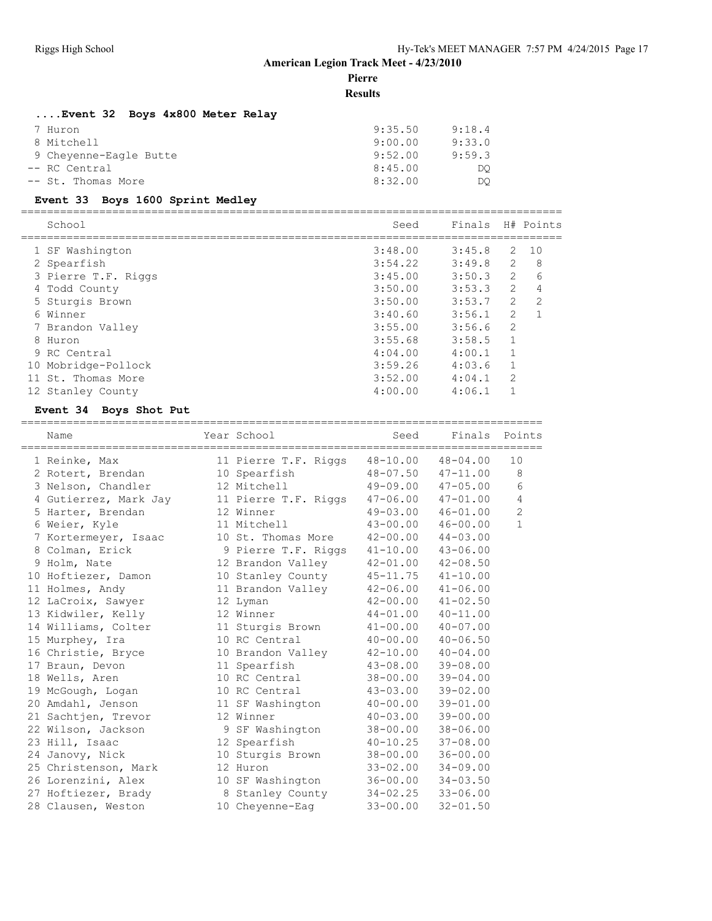**American Legion Track Meet - 4/23/2010**

**Pierre**

**Results**

### ....Event 32 Boys 4x800 Meter Relay

| | School | Seed | Finals |
|---|---|---|---|
| 7 | Huron | 9:35.50 | 9:18.4 |
| 8 | Mitchell | 9:00.00 | 9:33.0 |
| 9 | Cheyenne-Eagle Butte | 9:52.00 | 9:59.3 |
| -- | RC Central | 8:45.00 | DQ |
| -- | St. Thomas More | 8:32.00 | DQ |

### Event 33 Boys 1600 Sprint Medley

| | School | Seed | Finals | H# | Points |
|---|---|---|---|---|---|
| 1 | SF Washington | 3:48.00 | 3:45.8 | 2 | 10 |
| 2 | Spearfish | 3:54.22 | 3:49.8 | 2 | 8 |
| 3 | Pierre T.F. Riggs | 3:45.00 | 3:50.3 | 2 | 6 |
| 4 | Todd County | 3:50.00 | 3:53.3 | 2 | 4 |
| 5 | Sturgis Brown | 3:50.00 | 3:53.7 | 2 | 2 |
| 6 | Winner | 3:40.60 | 3:56.1 | 2 | 1 |
| 7 | Brandon Valley | 3:55.00 | 3:56.6 | 2 | |
| 8 | Huron | 3:55.68 | 3:58.5 | 1 | |
| 9 | RC Central | 4:04.00 | 4:00.1 | 1 | |
| 10 | Mobridge-Pollock | 3:59.26 | 4:03.6 | 1 | |
| 11 | St. Thomas More | 3:52.00 | 4:04.1 | 2 | |
| 12 | Stanley County | 4:00.00 | 4:06.1 | 1 | |

### Event 34 Boys Shot Put

| | Name | Year | School | Seed | Finals | Points |
|---|---|---|---|---|---|---|
| 1 | Reinke, Max | 11 | Pierre T.F. Riggs | 48-10.00 | 48-04.00 | 10 |
| 2 | Rotert, Brendan | 10 | Spearfish | 48-07.50 | 47-11.00 | 8 |
| 3 | Nelson, Chandler | 12 | Mitchell | 49-09.00 | 47-05.00 | 6 |
| 4 | Gutierrez, Mark Jay | 11 | Pierre T.F. Riggs | 47-06.00 | 47-01.00 | 4 |
| 5 | Harter, Brendan | 12 | Winner | 49-03.00 | 46-01.00 | 2 |
| 6 | Weier, Kyle | 11 | Mitchell | 43-00.00 | 46-00.00 | 1 |
| 7 | Kortermeyer, Isaac | 10 | St. Thomas More | 42-00.00 | 44-03.00 | |
| 8 | Colman, Erick | 9 | Pierre T.F. Riggs | 41-10.00 | 43-06.00 | |
| 9 | Holm, Nate | 12 | Brandon Valley | 42-01.00 | 42-08.50 | |
| 10 | Hoftiezer, Damon | 10 | Stanley County | 45-11.75 | 41-10.00 | |
| 11 | Holmes, Andy | 11 | Brandon Valley | 42-06.00 | 41-06.00 | |
| 12 | LaCroix, Sawyer | 12 | Lyman | 42-00.00 | 41-02.50 | |
| 13 | Kidwiler, Kelly | 12 | Winner | 44-01.00 | 40-11.00 | |
| 14 | Williams, Colter | 11 | Sturgis Brown | 41-00.00 | 40-07.00 | |
| 15 | Murphey, Ira | 10 | RC Central | 40-00.00 | 40-06.50 | |
| 16 | Christie, Bryce | 10 | Brandon Valley | 42-10.00 | 40-04.00 | |
| 17 | Braun, Devon | 11 | Spearfish | 43-08.00 | 39-08.00 | |
| 18 | Wells, Aren | 10 | RC Central | 38-00.00 | 39-04.00 | |
| 19 | McGough, Logan | 10 | RC Central | 43-03.00 | 39-02.00 | |
| 20 | Amdahl, Jenson | 11 | SF Washington | 40-00.00 | 39-01.00 | |
| 21 | Sachtjen, Trevor | 12 | Winner | 40-03.00 | 39-00.00 | |
| 22 | Wilson, Jackson | 9 | SF Washington | 38-00.00 | 38-06.00 | |
| 23 | Hill, Isaac | 12 | Spearfish | 40-10.25 | 37-08.00 | |
| 24 | Janovy, Nick | 10 | Sturgis Brown | 38-00.00 | 36-00.00 | |
| 25 | Christenson, Mark | 12 | Huron | 33-02.00 | 34-09.00 | |
| 26 | Lorenzini, Alex | 10 | SF Washington | 36-00.00 | 34-03.50 | |
| 27 | Hoftiezer, Brady | 8 | Stanley County | 34-02.25 | 33-06.00 | |
| 28 | Clausen, Weston | 10 | Cheyenne-Eag | 33-00.00 | 32-01.50 | |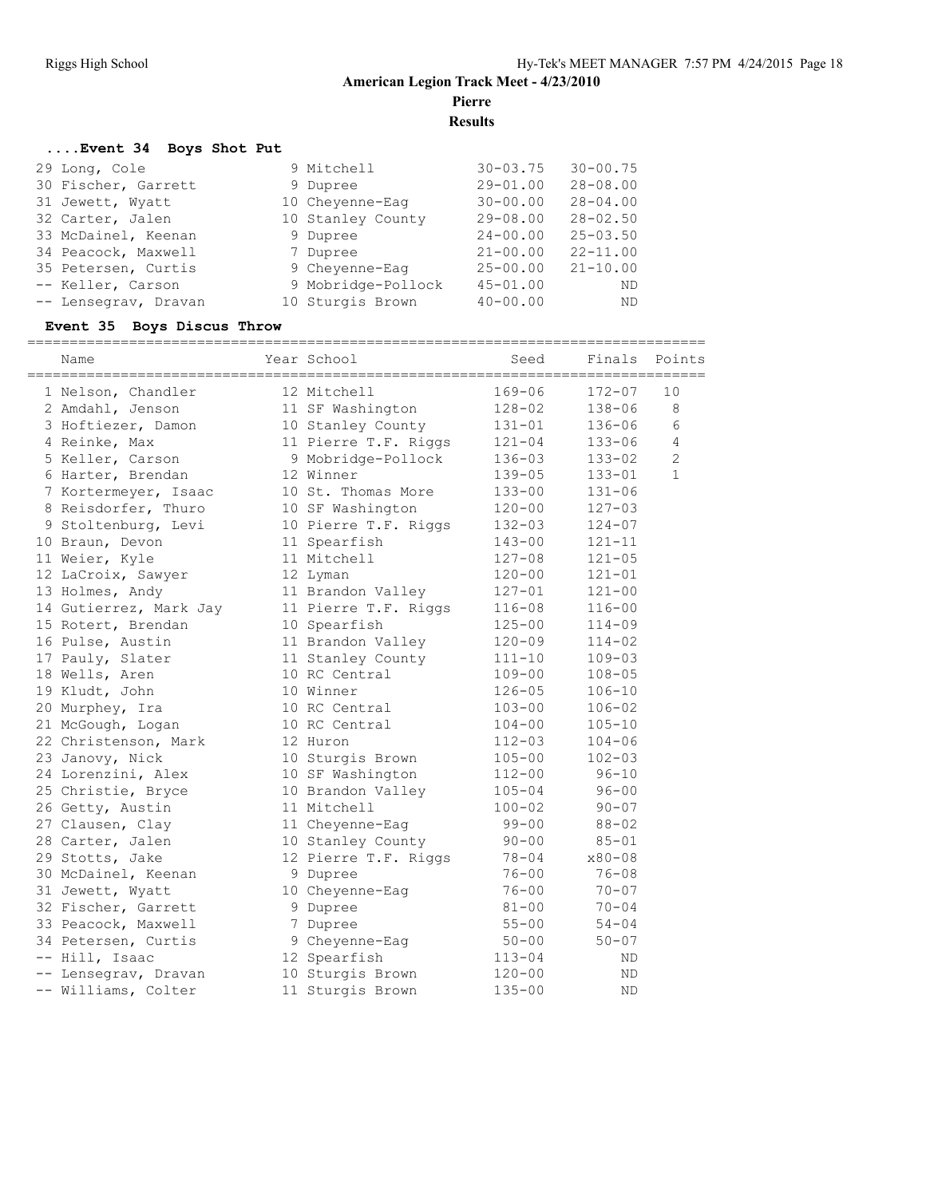# American Legion Track Meet - 4/23/2010

## Pierre

## Results

### ....Event 34 Boys Shot Put

| Place | Name | Year | School | Seed | Finals |
|---|---|---|---|---|---|
| 29 | Long, Cole | 9 | Mitchell | 30-03.75 | 30-00.75 |
| 30 | Fischer, Garrett | 9 | Dupree | 29-01.00 | 28-08.00 |
| 31 | Jewett, Wyatt | 10 | Cheyenne-Eag | 30-00.00 | 28-04.00 |
| 32 | Carter, Jalen | 10 | Stanley County | 29-08.00 | 28-02.50 |
| 33 | McDainel, Keenan | 9 | Dupree | 24-00.00 | 25-03.50 |
| 34 | Peacock, Maxwell | 7 | Dupree | 21-00.00 | 22-11.00 |
| 35 | Petersen, Curtis | 9 | Cheyenne-Eag | 25-00.00 | 21-10.00 |
| -- | Keller, Carson | 9 | Mobridge-Pollock | 45-01.00 | ND |
| -- | Lensegrav, Dravan | 10 | Sturgis Brown | 40-00.00 | ND |

### Event 35 Boys Discus Throw

| Place | Name | Year | School | Seed | Finals | Points |
|---|---|---|---|---|---|---|
| 1 | Nelson, Chandler | 12 | Mitchell | 169-06 | 172-07 | 10 |
| 2 | Amdahl, Jenson | 11 | SF Washington | 128-02 | 138-06 | 8 |
| 3 | Hoftiezer, Damon | 10 | Stanley County | 131-01 | 136-06 | 6 |
| 4 | Reinke, Max | 11 | Pierre T.F. Riggs | 121-04 | 133-06 | 4 |
| 5 | Keller, Carson | 9 | Mobridge-Pollock | 136-03 | 133-02 | 2 |
| 6 | Harter, Brendan | 12 | Winner | 139-05 | 133-01 | 1 |
| 7 | Kortermeyer, Isaac | 10 | St. Thomas More | 133-00 | 131-06 | |
| 8 | Reisdorfer, Thuro | 10 | SF Washington | 120-00 | 127-03 | |
| 9 | Stoltenburg, Levi | 10 | Pierre T.F. Riggs | 132-03 | 124-07 | |
| 10 | Braun, Devon | 11 | Spearfish | 143-00 | 121-11 | |
| 11 | Weier, Kyle | 11 | Mitchell | 127-08 | 121-05 | |
| 12 | LaCroix, Sawyer | 12 | Lyman | 120-00 | 121-01 | |
| 13 | Holmes, Andy | 11 | Brandon Valley | 127-01 | 121-00 | |
| 14 | Gutierrez, Mark Jay | 11 | Pierre T.F. Riggs | 116-08 | 116-00 | |
| 15 | Rotert, Brendan | 10 | Spearfish | 125-00 | 114-09 | |
| 16 | Pulse, Austin | 11 | Brandon Valley | 120-09 | 114-02 | |
| 17 | Pauly, Slater | 11 | Stanley County | 111-10 | 109-03 | |
| 18 | Wells, Aren | 10 | RC Central | 109-00 | 108-05 | |
| 19 | Kludt, John | 10 | Winner | 126-05 | 106-10 | |
| 20 | Murphey, Ira | 10 | RC Central | 103-00 | 106-02 | |
| 21 | McGough, Logan | 10 | RC Central | 104-00 | 105-10 | |
| 22 | Christenson, Mark | 12 | Huron | 112-03 | 104-06 | |
| 23 | Janovy, Nick | 10 | Sturgis Brown | 105-00 | 102-03 | |
| 24 | Lorenzini, Alex | 10 | SF Washington | 112-00 | 96-10 | |
| 25 | Christie, Bryce | 10 | Brandon Valley | 105-04 | 96-00 | |
| 26 | Getty, Austin | 11 | Mitchell | 100-02 | 90-07 | |
| 27 | Clausen, Clay | 11 | Cheyenne-Eag | 99-00 | 88-02 | |
| 28 | Carter, Jalen | 10 | Stanley County | 90-00 | 85-01 | |
| 29 | Stotts, Jake | 12 | Pierre T.F. Riggs | 78-04 | x80-08 | |
| 30 | McDainel, Keenan | 9 | Dupree | 76-00 | 76-08 | |
| 31 | Jewett, Wyatt | 10 | Cheyenne-Eag | 76-00 | 70-07 | |
| 32 | Fischer, Garrett | 9 | Dupree | 81-00 | 70-04 | |
| 33 | Peacock, Maxwell | 7 | Dupree | 55-00 | 54-04 | |
| 34 | Petersen, Curtis | 9 | Cheyenne-Eag | 50-00 | 50-07 | |
| -- | Hill, Isaac | 12 | Spearfish | 113-04 | ND | |
| -- | Lensegrav, Dravan | 10 | Sturgis Brown | 120-00 | ND | |
| -- | Williams, Colter | 11 | Sturgis Brown | 135-00 | ND | |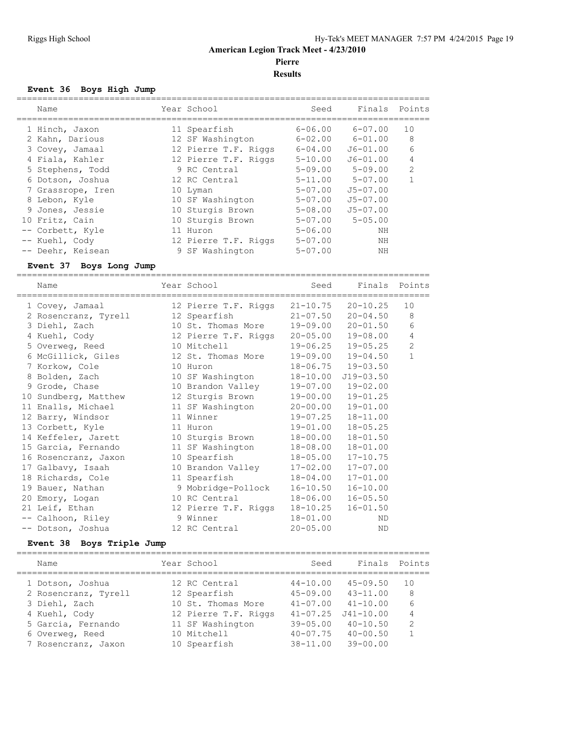# American Legion Track Meet - 4/23/2010

## Pierre

## Results

### Event 36 Boys High Jump

| | Name | Year | School | Seed | Finals | Points |
|---|---|---|---|---|---|---|
| 1 | Hinch, Jaxon | 11 | Spearfish | 6-06.00 | 6-07.00 | 10 |
| 2 | Kahn, Darious | 12 | SF Washington | 6-02.00 | 6-01.00 | 8 |
| 3 | Covey, Jamaal | 12 | Pierre T.F. Riggs | 6-04.00 | J6-01.00 | 6 |
| 4 | Fiala, Kahler | 12 | Pierre T.F. Riggs | 5-10.00 | J6-01.00 | 4 |
| 5 | Stephens, Todd | 9 | RC Central | 5-09.00 | 5-09.00 | 2 |
| 6 | Dotson, Joshua | 12 | RC Central | 5-11.00 | 5-07.00 | 1 |
| 7 | Grassrope, Iren | 10 | Lyman | 5-07.00 | J5-07.00 | |
| 8 | Lebon, Kyle | 10 | SF Washington | 5-07.00 | J5-07.00 | |
| 9 | Jones, Jessie | 10 | Sturgis Brown | 5-08.00 | J5-07.00 | |
| 10 | Fritz, Cain | 10 | Sturgis Brown | 5-07.00 | 5-05.00 | |
| -- | Corbett, Kyle | 11 | Huron | 5-06.00 | NH | |
| -- | Kuehl, Cody | 12 | Pierre T.F. Riggs | 5-07.00 | NH | |
| -- | Deehr, Keisean | 9 | SF Washington | 5-07.00 | NH | |

### Event 37 Boys Long Jump

| | Name | Year | School | Seed | Finals | Points |
|---|---|---|---|---|---|---|
| 1 | Covey, Jamaal | 12 | Pierre T.F. Riggs | 21-10.75 | 20-10.25 | 10 |
| 2 | Rosencranz, Tyrell | 12 | Spearfish | 21-07.50 | 20-04.50 | 8 |
| 3 | Diehl, Zach | 10 | St. Thomas More | 19-09.00 | 20-01.50 | 6 |
| 4 | Kuehl, Cody | 12 | Pierre T.F. Riggs | 20-05.00 | 19-08.00 | 4 |
| 5 | Overweg, Reed | 10 | Mitchell | 19-06.25 | 19-05.25 | 2 |
| 6 | McGillick, Giles | 12 | St. Thomas More | 19-09.00 | 19-04.50 | 1 |
| 7 | Korkow, Cole | 10 | Huron | 18-06.75 | 19-03.50 | |
| 8 | Bolden, Zach | 10 | SF Washington | 18-10.00 | J19-03.50 | |
| 9 | Grode, Chase | 10 | Brandon Valley | 19-07.00 | 19-02.00 | |
| 10 | Sundberg, Matthew | 12 | Sturgis Brown | 19-00.00 | 19-01.25 | |
| 11 | Enalls, Michael | 11 | SF Washington | 20-00.00 | 19-01.00 | |
| 12 | Barry, Windsor | 11 | Winner | 19-07.25 | 18-11.00 | |
| 13 | Corbett, Kyle | 11 | Huron | 19-01.00 | 18-05.25 | |
| 14 | Keffeler, Jarett | 10 | Sturgis Brown | 18-00.00 | 18-01.50 | |
| 15 | Garcia, Fernando | 11 | SF Washington | 18-08.00 | 18-01.00 | |
| 16 | Rosencranz, Jaxon | 10 | Spearfish | 18-05.00 | 17-10.75 | |
| 17 | Galbavy, Isaah | 10 | Brandon Valley | 17-02.00 | 17-07.00 | |
| 18 | Richards, Cole | 11 | Spearfish | 18-04.00 | 17-01.00 | |
| 19 | Bauer, Nathan | 9 | Mobridge-Pollock | 16-10.50 | 16-10.00 | |
| 20 | Emory, Logan | 10 | RC Central | 18-06.00 | 16-05.50 | |
| 21 | Leif, Ethan | 12 | Pierre T.F. Riggs | 18-10.25 | 16-01.50 | |
| -- | Calhoun, Riley | 9 | Winner | 18-01.00 | ND | |
| -- | Dotson, Joshua | 12 | RC Central | 20-05.00 | ND | |

### Event 38 Boys Triple Jump

| | Name | Year | School | Seed | Finals | Points |
|---|---|---|---|---|---|---|
| 1 | Dotson, Joshua | 12 | RC Central | 44-10.00 | 45-09.50 | 10 |
| 2 | Rosencranz, Tyrell | 12 | Spearfish | 45-09.00 | 43-11.00 | 8 |
| 3 | Diehl, Zach | 10 | St. Thomas More | 41-07.00 | 41-10.00 | 6 |
| 4 | Kuehl, Cody | 12 | Pierre T.F. Riggs | 41-07.25 | J41-10.00 | 4 |
| 5 | Garcia, Fernando | 11 | SF Washington | 39-05.00 | 40-10.50 | 2 |
| 6 | Overweg, Reed | 10 | Mitchell | 40-07.75 | 40-00.50 | 1 |
| 7 | Rosencranz, Jaxon | 10 | Spearfish | 38-11.00 | 39-00.00 | |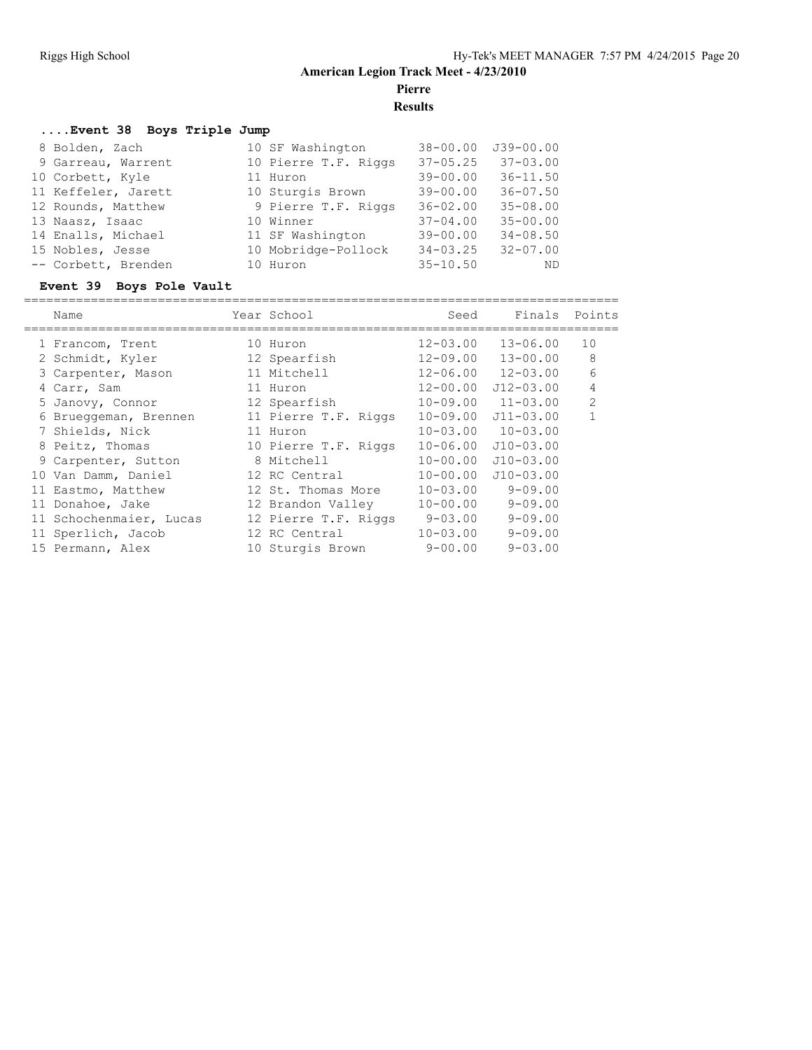# American Legion Track Meet - 4/23/2010

## Pierre

## Results

### ....Event 38 Boys Triple Jump

| | | | | | |
|---|---|---|---|---|---|
| 8 | Bolden, Zach | 10 SF Washington | 38-00.00 | J39-00.00 | |
| 9 | Garreau, Warrent | 10 Pierre T.F. Riggs | 37-05.25 | 37-03.00 | |
| 10 | Corbett, Kyle | 11 Huron | 39-00.00 | 36-11.50 | |
| 11 | Keffeler, Jarett | 10 Sturgis Brown | 39-00.00 | 36-07.50 | |
| 12 | Rounds, Matthew | 9 Pierre T.F. Riggs | 36-02.00 | 35-08.00 | |
| 13 | Naasz, Isaac | 10 Winner | 37-04.00 | 35-00.00 | |
| 14 | Enalls, Michael | 11 SF Washington | 39-00.00 | 34-08.50 | |
| 15 | Nobles, Jesse | 10 Mobridge-Pollock | 34-03.25 | 32-07.00 | |
| -- | Corbett, Brenden | 10 Huron | 35-10.50 | ND | |

### Event 39 Boys Pole Vault

| | Name | Year School | Seed | Finals | Points |
|---|---|---|---|---|---|
| 1 | Francom, Trent | 10 Huron | 12-03.00 | 13-06.00 | 10 |
| 2 | Schmidt, Kyler | 12 Spearfish | 12-09.00 | 13-00.00 | 8 |
| 3 | Carpenter, Mason | 11 Mitchell | 12-06.00 | 12-03.00 | 6 |
| 4 | Carr, Sam | 11 Huron | 12-00.00 | J12-03.00 | 4 |
| 5 | Janovy, Connor | 12 Spearfish | 10-09.00 | 11-03.00 | 2 |
| 6 | Brueggeman, Brennen | 11 Pierre T.F. Riggs | 10-09.00 | J11-03.00 | 1 |
| 7 | Shields, Nick | 11 Huron | 10-03.00 | 10-03.00 | |
| 8 | Peitz, Thomas | 10 Pierre T.F. Riggs | 10-06.00 | J10-03.00 | |
| 9 | Carpenter, Sutton | 8 Mitchell | 10-00.00 | J10-03.00 | |
| 10 | Van Damm, Daniel | 12 RC Central | 10-00.00 | J10-03.00 | |
| 11 | Eastmo, Matthew | 12 St. Thomas More | 10-03.00 | 9-09.00 | |
| 11 | Donahoe, Jake | 12 Brandon Valley | 10-00.00 | 9-09.00 | |
| 11 | Schochenmaier, Lucas | 12 Pierre T.F. Riggs | 9-03.00 | 9-09.00 | |
| 11 | Sperlich, Jacob | 12 RC Central | 10-03.00 | 9-09.00 | |
| 15 | Permann, Alex | 10 Sturgis Brown | 9-00.00 | 9-03.00 | |